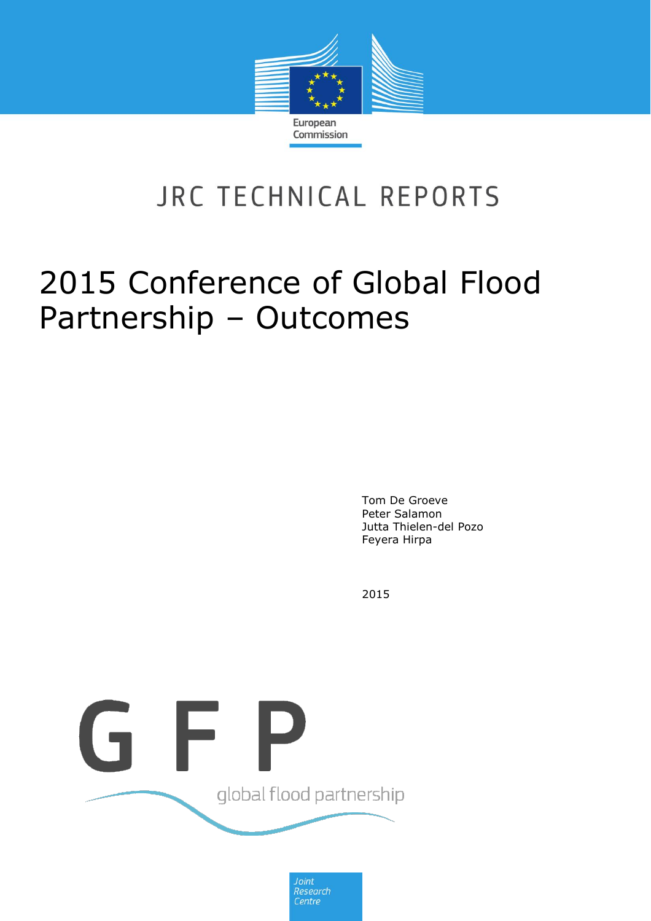European Commission

JRC TECHNICAL REPORTS

# 2015 Conference of Global Flood Partnership – Outcomes

Tom De Groeve
Peter Salamon
Jutta Thielen-del Pozo
Feyera Hirpa

2015

GFP

global flood partnership

Joint Research Centre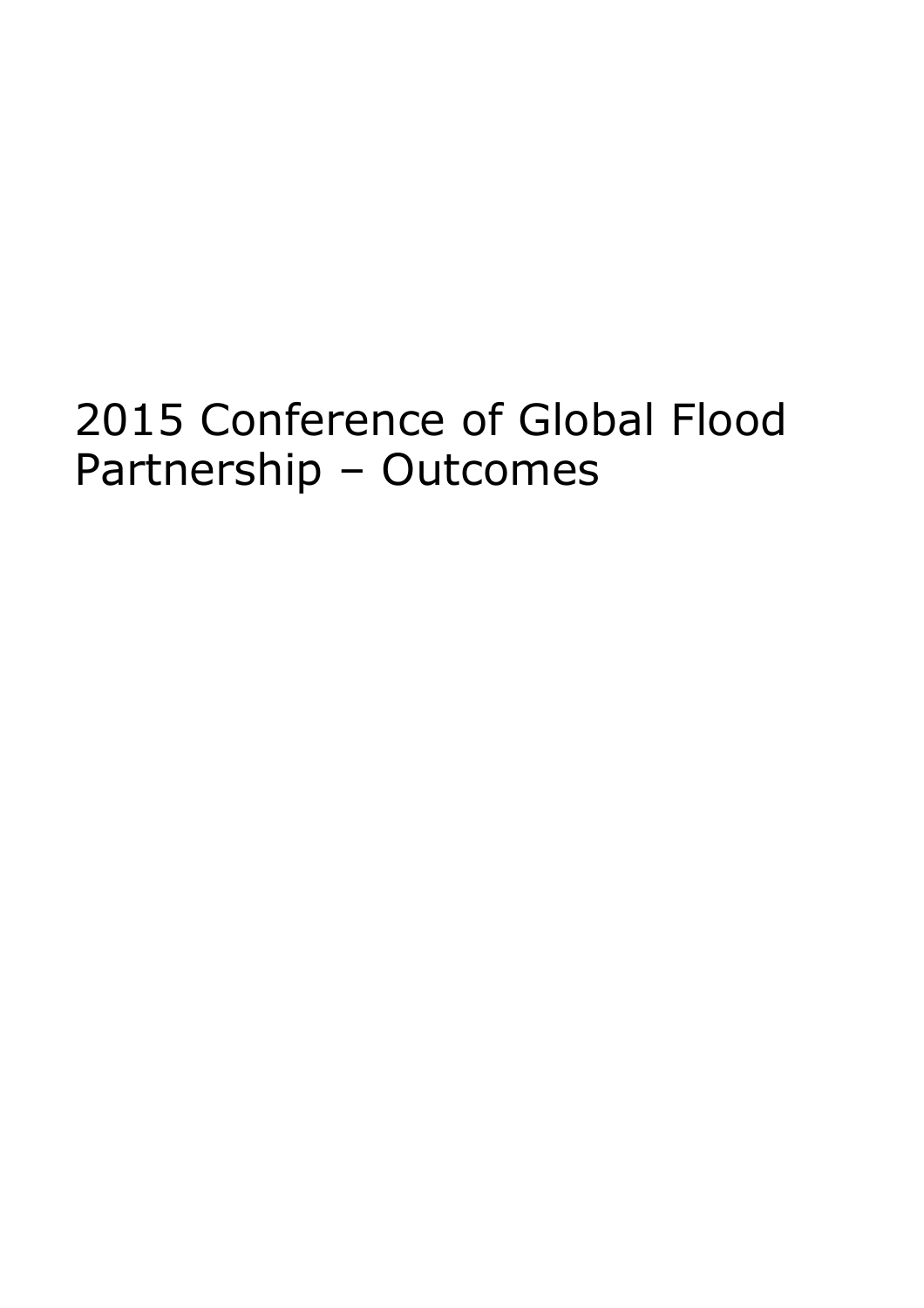# 2015 Conference of Global Flood Partnership – Outcomes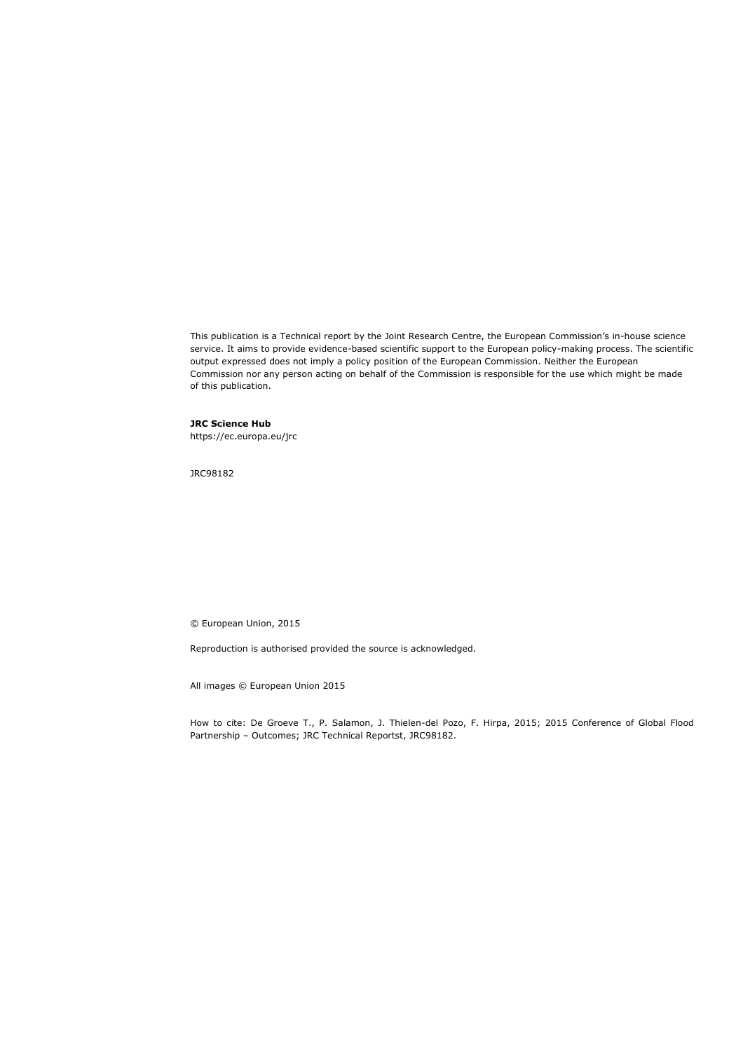This publication is a Technical report by the Joint Research Centre, the European Commission's in-house science service. It aims to provide evidence-based scientific support to the European policy-making process. The scientific output expressed does not imply a policy position of the European Commission. Neither the European Commission nor any person acting on behalf of the Commission is responsible for the use which might be made of this publication.

**JRC Science Hub**
https://ec.europa.eu/jrc

JRC98182

© European Union, 2015

Reproduction is authorised provided the source is acknowledged.

All images © European Union 2015

How to cite: De Groeve T., P. Salamon, J. Thielen-del Pozo, F. Hirpa, 2015; 2015 Conference of Global Flood Partnership – Outcomes; JRC Technical Reportst, JRC98182.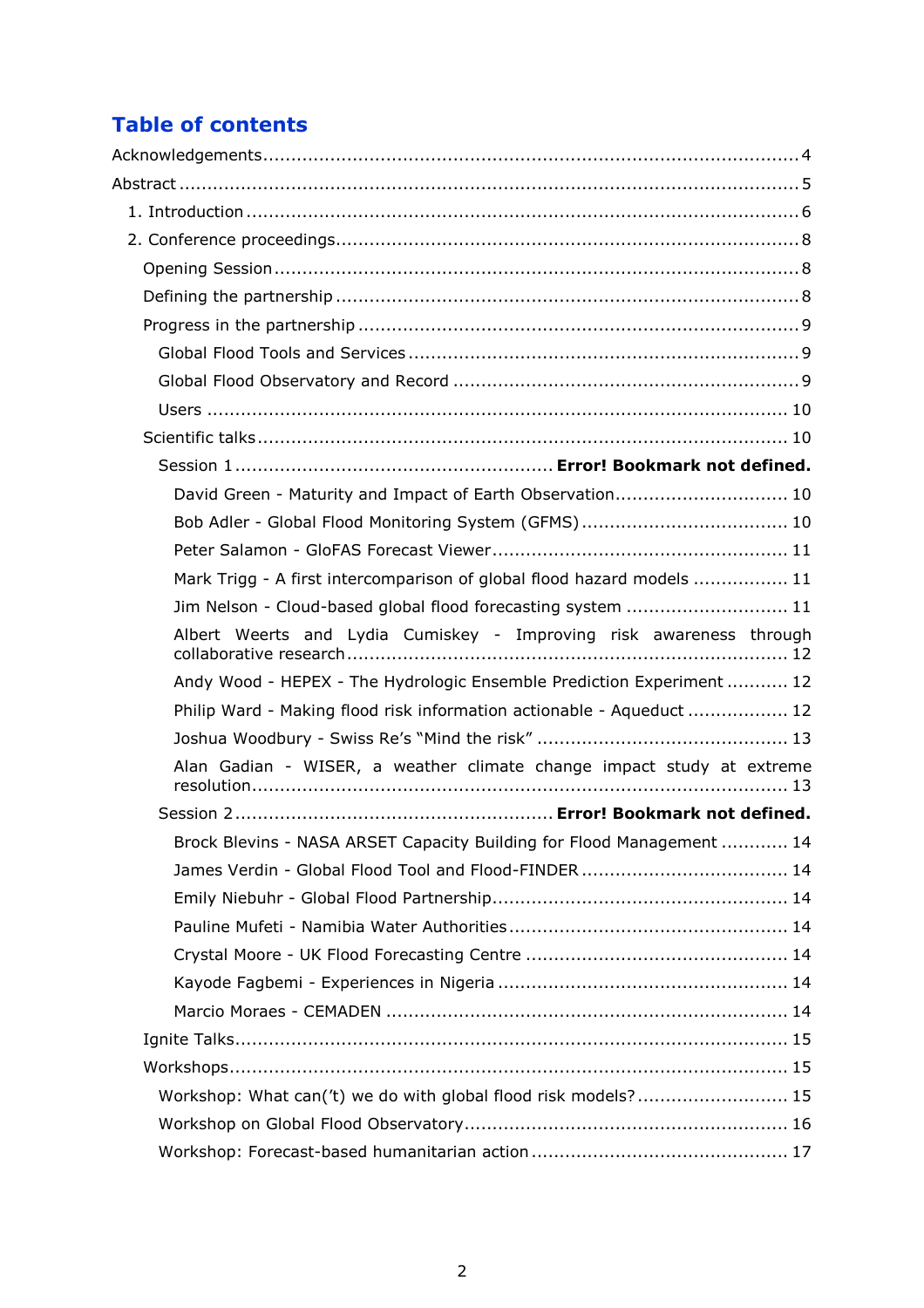# Table of contents

Acknowledgements ........................................................................................ 4

Abstract ........................................................................................................ 5

1. Introduction ............................................................................................. 6
2. Conference proceedings ........................................................................... 8
   - Opening Session ...................................................................................... 8
   - Defining the partnership .......................................................................... 8
   - Progress in the partnership ...................................................................... 9
     - Global Flood Tools and Services ............................................................ 9
     - Global Flood Observatory and Record ................................................... 9
     - Users ................................................................................................... 10
   - Scientific talks ........................................................................................ 10
     - Session 1 .............................................. **Error! Bookmark not defined.**
       - David Green - Maturity and Impact of Earth Observation ......................... 10
       - Bob Adler - Global Flood Monitoring System (GFMS) ................................. 10
       - Peter Salamon - GloFAS Forecast Viewer ................................................ 11
       - Mark Trigg - A first intercomparison of global flood hazard models ............ 11
       - Jim Nelson - Cloud-based global flood forecasting system ......................... 11
       - Albert Weerts and Lydia Cumiskey - Improving risk awareness through collaborative research ........................................................................................ 12
       - Andy Wood - HEPEX - The Hydrologic Ensemble Prediction Experiment ........ 12
       - Philip Ward - Making flood risk information actionable - Aqueduct ............... 12
       - Joshua Woodbury - Swiss Re's "Mind the risk" .......................................... 13
       - Alan Gadian - WISER, a weather climate change impact study at extreme resolution ................................................................................................ 13
     - Session 2 .............................................. **Error! Bookmark not defined.**
       - Brock Blevins - NASA ARSET Capacity Building for Flood Management ......... 14
       - James Verdin - Global Flood Tool and Flood-FINDER .................................. 14
       - Emily Niebuhr - Global Flood Partnership ................................................. 14
       - Pauline Mufeti - Namibia Water Authorities ............................................... 14
       - Crystal Moore - UK Flood Forecasting Centre ............................................ 14
       - Kayode Fagbemi - Experiences in Nigeria .................................................. 14
       - Marcio Moraes - CEMADEN ...................................................................... 14
   - Ignite Talks ............................................................................................. 15
   - Workshops ............................................................................................... 15
     - Workshop: What can('t) we do with global flood risk models? ...................... 15
     - Workshop on Global Flood Observatory ...................................................... 16
     - Workshop: Forecast-based humanitarian action .......................................... 17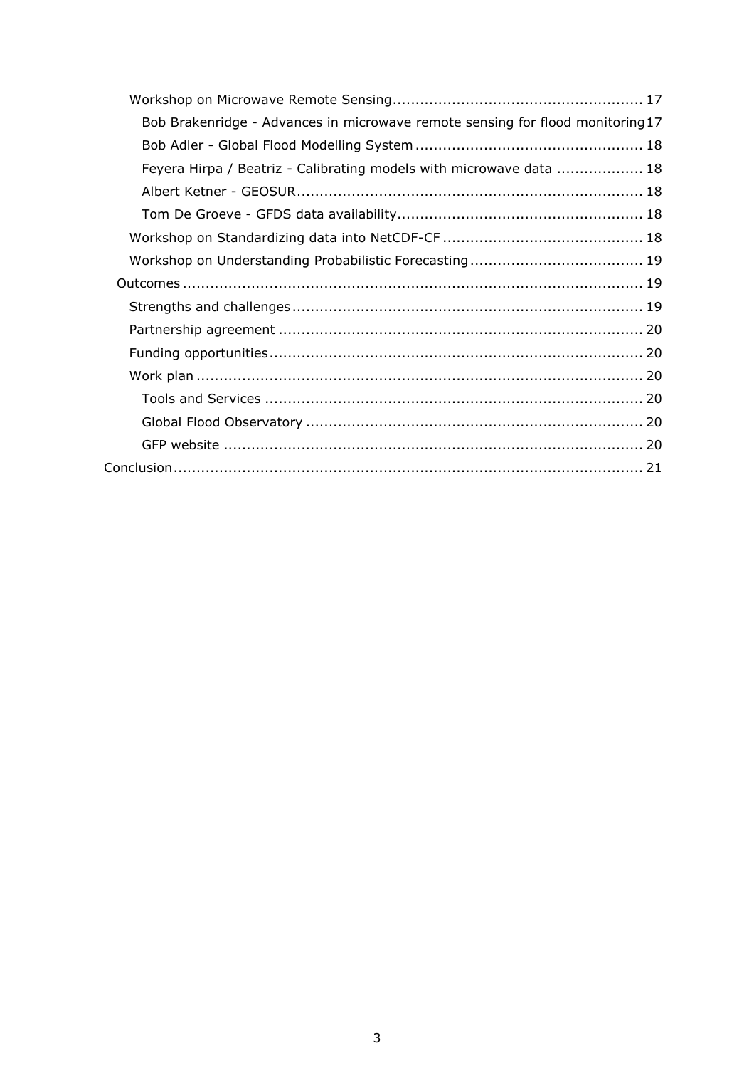- Workshop on Microwave Remote Sensing ........................................................ 17
  - Bob Brakenridge - Advances in microwave remote sensing for flood monitoring 17
  - Bob Adler - Global Flood Modelling System ................................................ 18
  - Feyera Hirpa / Beatriz - Calibrating models with microwave data .................. 18
  - Albert Ketner - GEOSUR .......................................................................... 18
  - Tom De Groeve - GFDS data availability .................................................... 18
- Workshop on Standardizing data into NetCDF-CF ........................................... 18
- Workshop on Understanding Probabilistic Forecasting ..................................... 19

Outcomes .................................................................................................... 19

- Strengths and challenges ........................................................................... 19
- Partnership agreement .............................................................................. 20
- Funding opportunities ................................................................................ 20
- Work plan ................................................................................................ 20
  - Tools and Services ................................................................................. 20
  - Global Flood Observatory ........................................................................ 20
  - GFP website .......................................................................................... 20

Conclusion ..................................................................................................... 21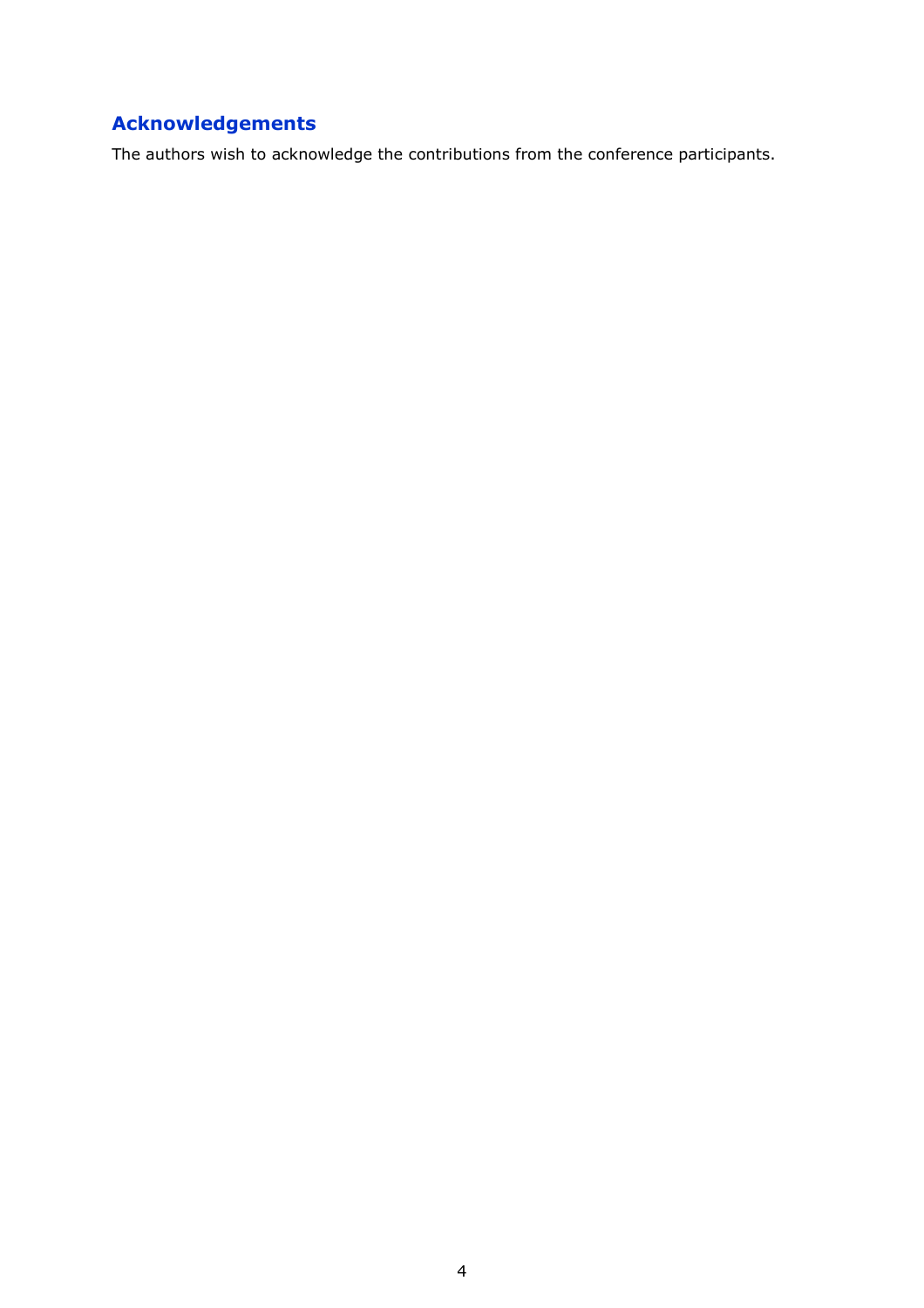## Acknowledgements

The authors wish to acknowledge the contributions from the conference participants.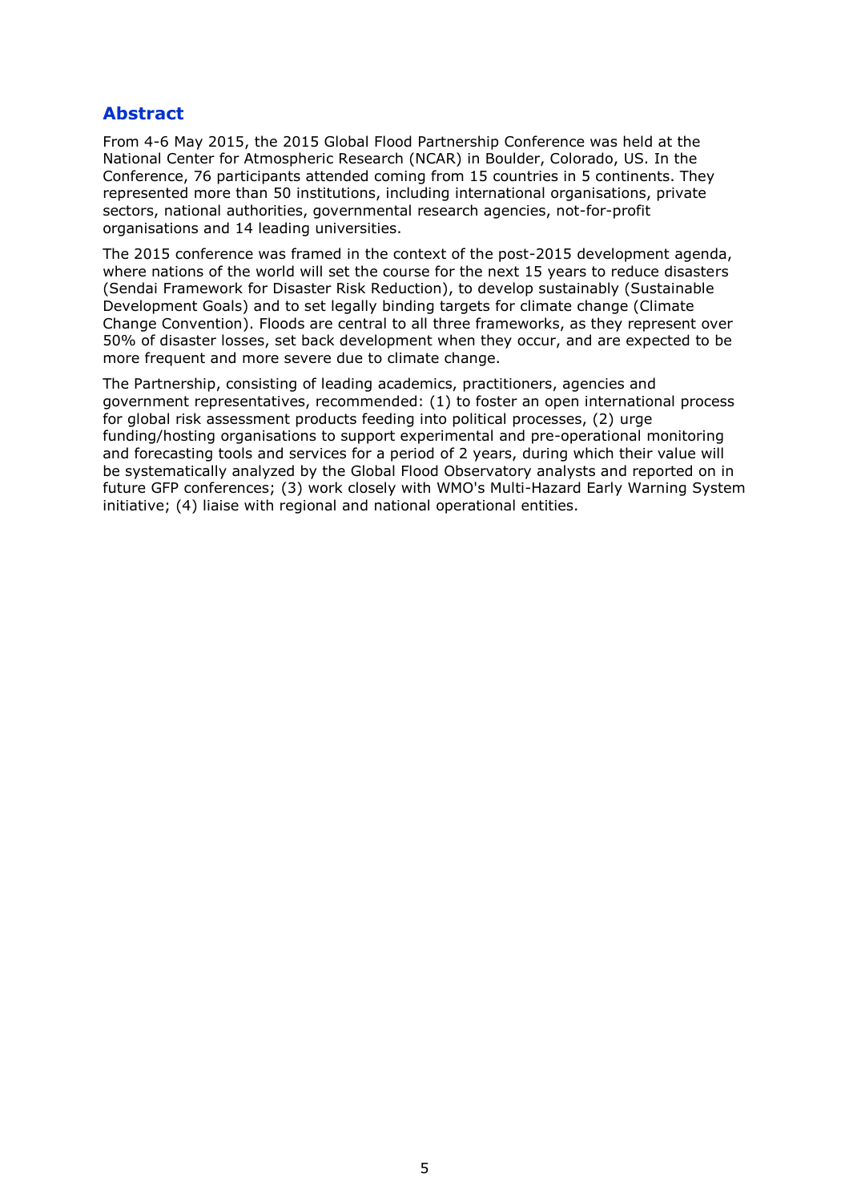## Abstract

From 4-6 May 2015, the 2015 Global Flood Partnership Conference was held at the National Center for Atmospheric Research (NCAR) in Boulder, Colorado, US. In the Conference, 76 participants attended coming from 15 countries in 5 continents. They represented more than 50 institutions, including international organisations, private sectors, national authorities, governmental research agencies, not-for-profit organisations and 14 leading universities.

The 2015 conference was framed in the context of the post-2015 development agenda, where nations of the world will set the course for the next 15 years to reduce disasters (Sendai Framework for Disaster Risk Reduction), to develop sustainably (Sustainable Development Goals) and to set legally binding targets for climate change (Climate Change Convention). Floods are central to all three frameworks, as they represent over 50% of disaster losses, set back development when they occur, and are expected to be more frequent and more severe due to climate change.

The Partnership, consisting of leading academics, practitioners, agencies and government representatives, recommended: (1) to foster an open international process for global risk assessment products feeding into political processes, (2) urge funding/hosting organisations to support experimental and pre-operational monitoring and forecasting tools and services for a period of 2 years, during which their value will be systematically analyzed by the Global Flood Observatory analysts and reported on in future GFP conferences; (3) work closely with WMO's Multi-Hazard Early Warning System initiative; (4) liaise with regional and national operational entities.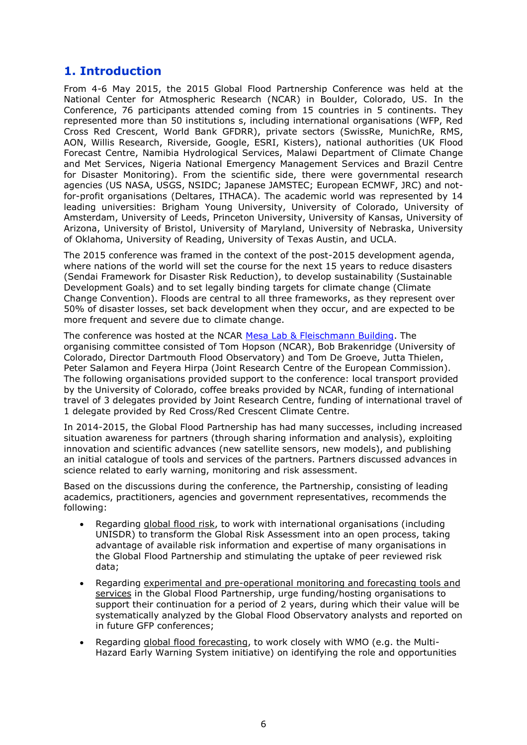# 1. Introduction

From 4-6 May 2015, the 2015 Global Flood Partnership Conference was held at the National Center for Atmospheric Research (NCAR) in Boulder, Colorado, US. In the Conference, 76 participants attended coming from 15 countries in 5 continents. They represented more than 50 institutions s, including international organisations (WFP, Red Cross Red Crescent, World Bank GFDRR), private sectors (SwissRe, MunichRe, RMS, AON, Willis Research, Riverside, Google, ESRI, Kisters), national authorities (UK Flood Forecast Centre, Namibia Hydrological Services, Malawi Department of Climate Change and Met Services, Nigeria National Emergency Management Services and Brazil Centre for Disaster Monitoring). From the scientific side, there were governmental research agencies (US NASA, USGS, NSIDC; Japanese JAMSTEC; European ECMWF, JRC) and not-for-profit organisations (Deltares, ITHACA). The academic world was represented by 14 leading universities: Brigham Young University, University of Colorado, University of Amsterdam, University of Leeds, Princeton University, University of Kansas, University of Arizona, University of Bristol, University of Maryland, University of Nebraska, University of Oklahoma, University of Reading, University of Texas Austin, and UCLA.

The 2015 conference was framed in the context of the post-2015 development agenda, where nations of the world will set the course for the next 15 years to reduce disasters (Sendai Framework for Disaster Risk Reduction), to develop sustainability (Sustainable Development Goals) and to set legally binding targets for climate change (Climate Change Convention). Floods are central to all three frameworks, as they represent over 50% of disaster losses, set back development when they occur, and are expected to be more frequent and severe due to climate change.

The conference was hosted at the NCAR Mesa Lab & Fleischmann Building. The organising committee consisted of Tom Hopson (NCAR), Bob Brakenridge (University of Colorado, Director Dartmouth Flood Observatory) and Tom De Groeve, Jutta Thielen, Peter Salamon and Feyera Hirpa (Joint Research Centre of the European Commission). The following organisations provided support to the conference: local transport provided by the University of Colorado, coffee breaks provided by NCAR, funding of international travel of 3 delegates provided by Joint Research Centre, funding of international travel of 1 delegate provided by Red Cross/Red Crescent Climate Centre.

In 2014-2015, the Global Flood Partnership has had many successes, including increased situation awareness for partners (through sharing information and analysis), exploiting innovation and scientific advances (new satellite sensors, new models), and publishing an initial catalogue of tools and services of the partners. Partners discussed advances in science related to early warning, monitoring and risk assessment.

Based on the discussions during the conference, the Partnership, consisting of leading academics, practitioners, agencies and government representatives, recommends the following:

- Regarding global flood risk, to work with international organisations (including UNISDR) to transform the Global Risk Assessment into an open process, taking advantage of available risk information and expertise of many organisations in the Global Flood Partnership and stimulating the uptake of peer reviewed risk data;
- Regarding experimental and pre-operational monitoring and forecasting tools and services in the Global Flood Partnership, urge funding/hosting organisations to support their continuation for a period of 2 years, during which their value will be systematically analyzed by the Global Flood Observatory analysts and reported on in future GFP conferences;
- Regarding global flood forecasting, to work closely with WMO (e.g. the Multi-Hazard Early Warning System initiative) on identifying the role and opportunities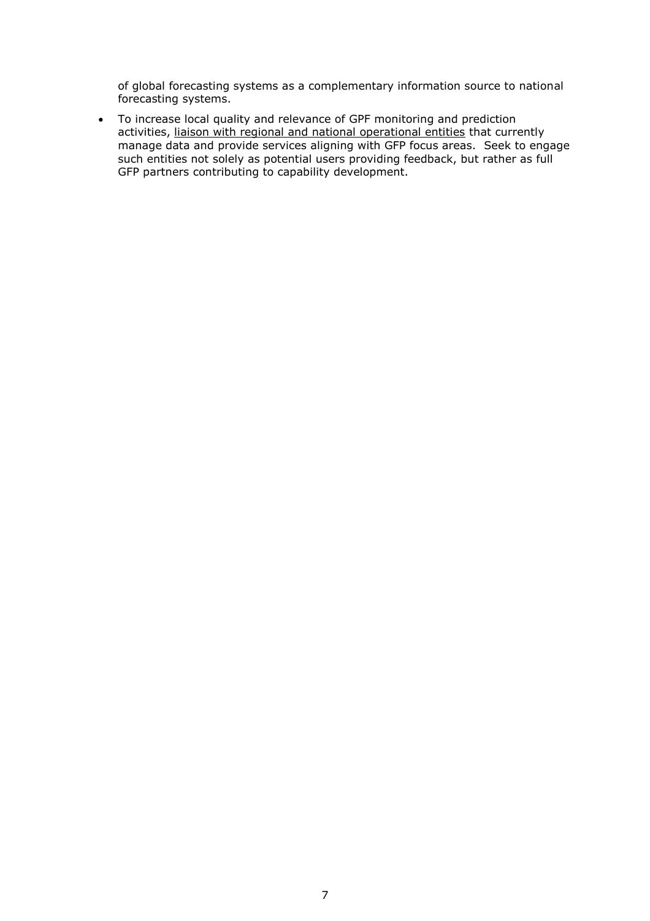of global forecasting systems as a complementary information source to national forecasting systems.

- To increase local quality and relevance of GPF monitoring and prediction activities, <u>liaison with regional and national operational entities</u> that currently manage data and provide services aligning with GFP focus areas. Seek to engage such entities not solely as potential users providing feedback, but rather as full GFP partners contributing to capability development.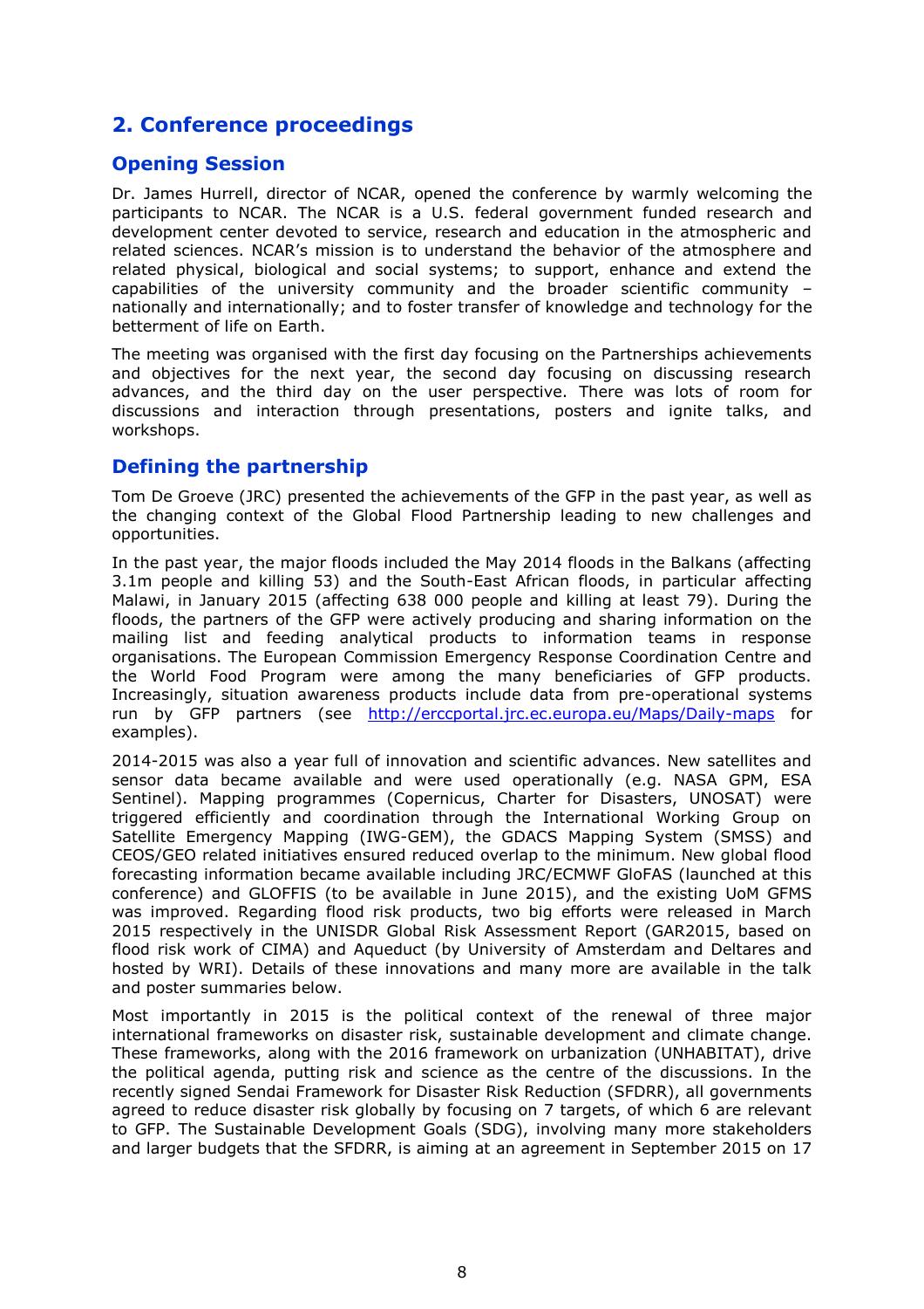## 2. Conference proceedings

### Opening Session

Dr. James Hurrell, director of NCAR, opened the conference by warmly welcoming the participants to NCAR. The NCAR is a U.S. federal government funded research and development center devoted to service, research and education in the atmospheric and related sciences. NCAR's mission is to understand the behavior of the atmosphere and related physical, biological and social systems; to support, enhance and extend the capabilities of the university community and the broader scientific community – nationally and internationally; and to foster transfer of knowledge and technology for the betterment of life on Earth.

The meeting was organised with the first day focusing on the Partnerships achievements and objectives for the next year, the second day focusing on discussing research advances, and the third day on the user perspective. There was lots of room for discussions and interaction through presentations, posters and ignite talks, and workshops.

### Defining the partnership

Tom De Groeve (JRC) presented the achievements of the GFP in the past year, as well as the changing context of the Global Flood Partnership leading to new challenges and opportunities.

In the past year, the major floods included the May 2014 floods in the Balkans (affecting 3.1m people and killing 53) and the South-East African floods, in particular affecting Malawi, in January 2015 (affecting 638 000 people and killing at least 79). During the floods, the partners of the GFP were actively producing and sharing information on the mailing list and feeding analytical products to information teams in response organisations. The European Commission Emergency Response Coordination Centre and the World Food Program were among the many beneficiaries of GFP products. Increasingly, situation awareness products include data from pre-operational systems run by GFP partners (see http://erccportal.jrc.ec.europa.eu/Maps/Daily-maps for examples).

2014-2015 was also a year full of innovation and scientific advances. New satellites and sensor data became available and were used operationally (e.g. NASA GPM, ESA Sentinel). Mapping programmes (Copernicus, Charter for Disasters, UNOSAT) were triggered efficiently and coordination through the International Working Group on Satellite Emergency Mapping (IWG-GEM), the GDACS Mapping System (SMSS) and CEOS/GEO related initiatives ensured reduced overlap to the minimum. New global flood forecasting information became available including JRC/ECMWF GloFAS (launched at this conference) and GLOFFIS (to be available in June 2015), and the existing UoM GFMS was improved. Regarding flood risk products, two big efforts were released in March 2015 respectively in the UNISDR Global Risk Assessment Report (GAR2015, based on flood risk work of CIMA) and Aqueduct (by University of Amsterdam and Deltares and hosted by WRI). Details of these innovations and many more are available in the talk and poster summaries below.

Most importantly in 2015 is the political context of the renewal of three major international frameworks on disaster risk, sustainable development and climate change. These frameworks, along with the 2016 framework on urbanization (UNHABITAT), drive the political agenda, putting risk and science as the centre of the discussions. In the recently signed Sendai Framework for Disaster Risk Reduction (SFDRR), all governments agreed to reduce disaster risk globally by focusing on 7 targets, of which 6 are relevant to GFP. The Sustainable Development Goals (SDG), involving many more stakeholders and larger budgets that the SFDRR, is aiming at an agreement in September 2015 on 17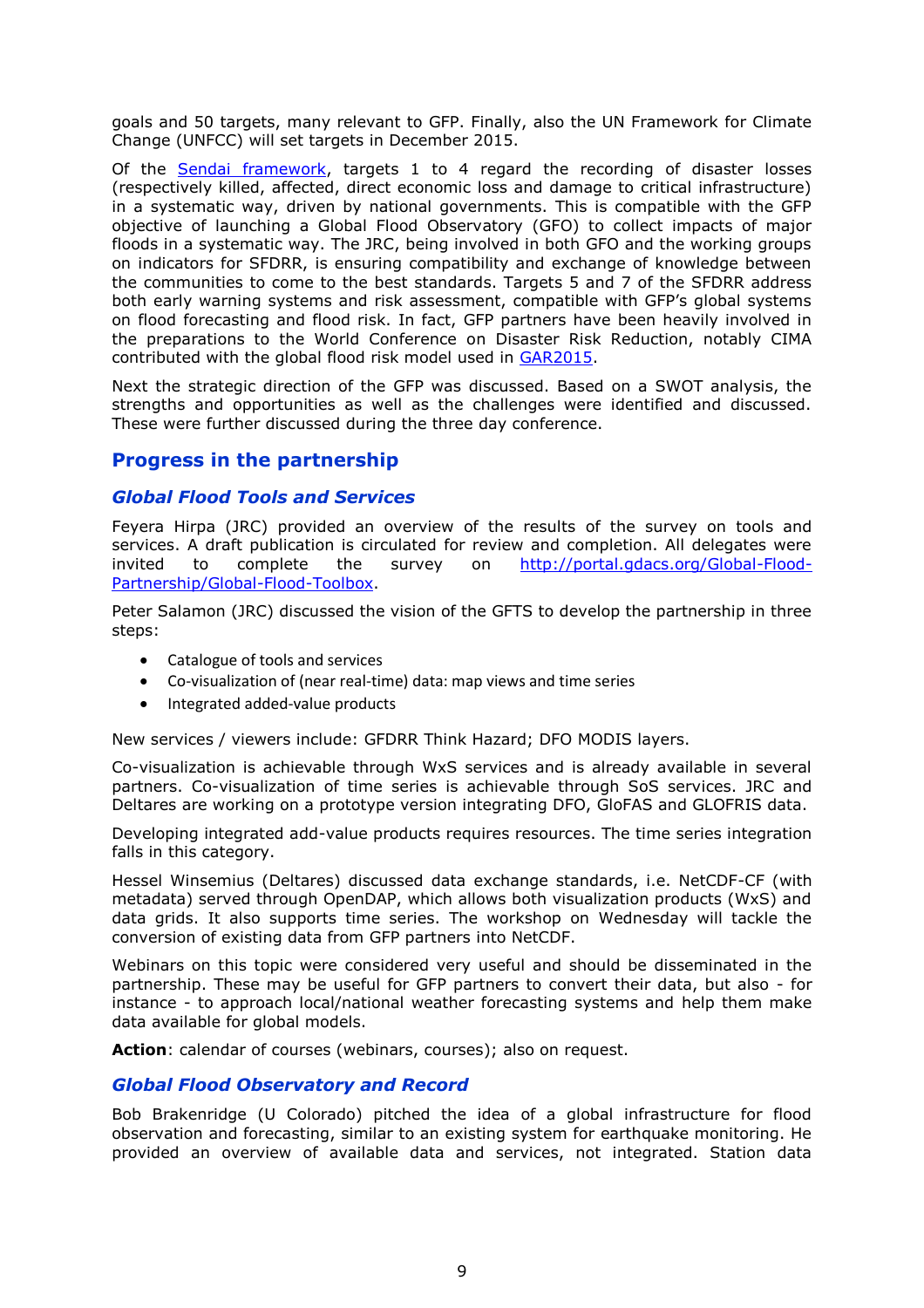goals and 50 targets, many relevant to GFP. Finally, also the UN Framework for Climate Change (UNFCC) will set targets in December 2015.

Of the [Sendai framework](Sendai framework), targets 1 to 4 regard the recording of disaster losses (respectively killed, affected, direct economic loss and damage to critical infrastructure) in a systematic way, driven by national governments. This is compatible with the GFP objective of launching a Global Flood Observatory (GFO) to collect impacts of major floods in a systematic way. The JRC, being involved in both GFO and the working groups on indicators for SFDRR, is ensuring compatibility and exchange of knowledge between the communities to come to the best standards. Targets 5 and 7 of the SFDRR address both early warning systems and risk assessment, compatible with GFP's global systems on flood forecasting and flood risk. In fact, GFP partners have been heavily involved in the preparations to the World Conference on Disaster Risk Reduction, notably CIMA contributed with the global flood risk model used in [GAR2015](GAR2015).

Next the strategic direction of the GFP was discussed. Based on a SWOT analysis, the strengths and opportunities as well as the challenges were identified and discussed. These were further discussed during the three day conference.

## Progress in the partnership

### *Global Flood Tools and Services*

Feyera Hirpa (JRC) provided an overview of the results of the survey on tools and services. A draft publication is circulated for review and completion. All delegates were invited to complete the survey on [http://portal.gdacs.org/Global-Flood-Partnership/Global-Flood-Toolbox](http://portal.gdacs.org/Global-Flood-Partnership/Global-Flood-Toolbox).

Peter Salamon (JRC) discussed the vision of the GFTS to develop the partnership in three steps:

- Catalogue of tools and services
- Co-visualization of (near real-time) data: map views and time series
- Integrated added-value products

New services / viewers include: GFDRR Think Hazard; DFO MODIS layers.

Co-visualization is achievable through WxS services and is already available in several partners. Co-visualization of time series is achievable through SoS services. JRC and Deltares are working on a prototype version integrating DFO, GloFAS and GLOFRIS data.

Developing integrated add-value products requires resources. The time series integration falls in this category.

Hessel Winsemius (Deltares) discussed data exchange standards, i.e. NetCDF-CF (with metadata) served through OpenDAP, which allows both visualization products (WxS) and data grids. It also supports time series. The workshop on Wednesday will tackle the conversion of existing data from GFP partners into NetCDF.

Webinars on this topic were considered very useful and should be disseminated in the partnership. These may be useful for GFP partners to convert their data, but also - for instance - to approach local/national weather forecasting systems and help them make data available for global models.

**Action**: calendar of courses (webinars, courses); also on request.

### *Global Flood Observatory and Record*

Bob Brakenridge (U Colorado) pitched the idea of a global infrastructure for flood observation and forecasting, similar to an existing system for earthquake monitoring. He provided an overview of available data and services, not integrated. Station data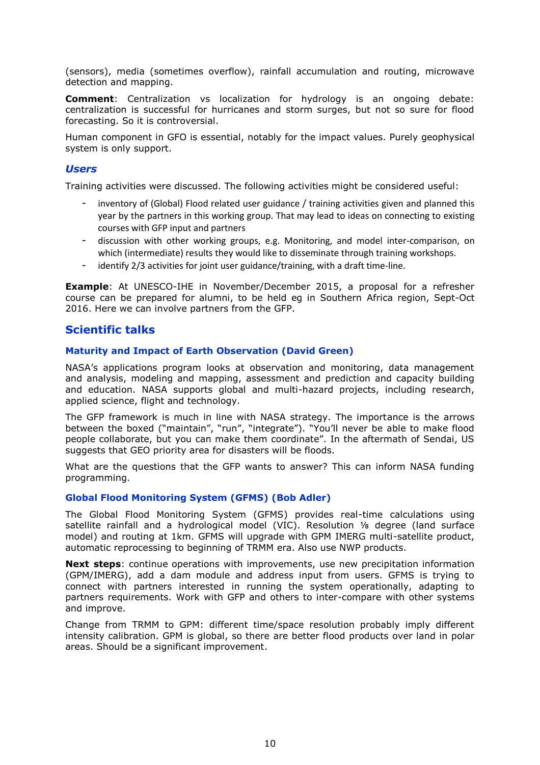(sensors), media (sometimes overflow), rainfall accumulation and routing, microwave detection and mapping.

**Comment**: Centralization vs localization for hydrology is an ongoing debate: centralization is successful for hurricanes and storm surges, but not so sure for flood forecasting. So it is controversial.

Human component in GFO is essential, notably for the impact values. Purely geophysical system is only support.

### *Users*

Training activities were discussed. The following activities might be considered useful:

- inventory of (Global) Flood related user guidance / training activities given and planned this year by the partners in this working group. That may lead to ideas on connecting to existing courses with GFP input and partners
- discussion with other working groups, e.g. Monitoring, and model inter-comparison, on which (intermediate) results they would like to disseminate through training workshops.
- identify 2/3 activities for joint user guidance/training, with a draft time-line.

**Example**: At UNESCO-IHE in November/December 2015, a proposal for a refresher course can be prepared for alumni, to be held eg in Southern Africa region, Sept-Oct 2016. Here we can involve partners from the GFP.

## Scientific talks

### Maturity and Impact of Earth Observation (David Green)

NASA's applications program looks at observation and monitoring, data management and analysis, modeling and mapping, assessment and prediction and capacity building and education. NASA supports global and multi-hazard projects, including research, applied science, flight and technology.

The GFP framework is much in line with NASA strategy. The importance is the arrows between the boxed ("maintain", "run", "integrate"). "You'll never be able to make flood people collaborate, but you can make them coordinate". In the aftermath of Sendai, US suggests that GEO priority area for disasters will be floods.

What are the questions that the GFP wants to answer? This can inform NASA funding programming.

### Global Flood Monitoring System (GFMS) (Bob Adler)

The Global Flood Monitoring System (GFMS) provides real-time calculations using satellite rainfall and a hydrological model (VIC). Resolution ⅛ degree (land surface model) and routing at 1km. GFMS will upgrade with GPM IMERG multi-satellite product, automatic reprocessing to beginning of TRMM era. Also use NWP products.

**Next steps**: continue operations with improvements, use new precipitation information (GPM/IMERG), add a dam module and address input from users. GFMS is trying to connect with partners interested in running the system operationally, adapting to partners requirements. Work with GFP and others to inter-compare with other systems and improve.

Change from TRMM to GPM: different time/space resolution probably imply different intensity calibration. GPM is global, so there are better flood products over land in polar areas. Should be a significant improvement.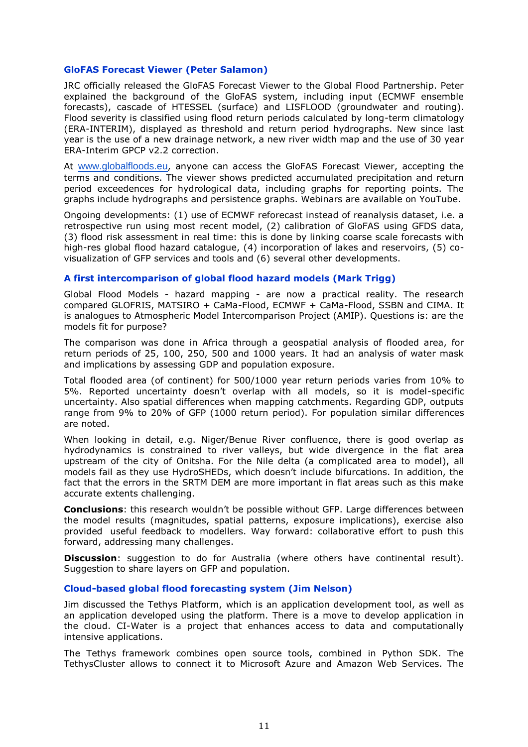### GloFAS Forecast Viewer (Peter Salamon)

JRC officially released the GloFAS Forecast Viewer to the Global Flood Partnership. Peter explained the background of the GloFAS system, including input (ECMWF ensemble forecasts), cascade of HTESSEL (surface) and LISFLOOD (groundwater and routing). Flood severity is classified using flood return periods calculated by long-term climatology (ERA-INTERIM), displayed as threshold and return period hydrographs. New since last year is the use of a new drainage network, a new river width map and the use of 30 year ERA-Interim GPCP v2.2 correction.

At [www.globalfloods.eu](www.globalfloods.eu), anyone can access the GloFAS Forecast Viewer, accepting the terms and conditions. The viewer shows predicted accumulated precipitation and return period exceedences for hydrological data, including graphs for reporting points. The graphs include hydrographs and persistence graphs. Webinars are available on YouTube.

Ongoing developments: (1) use of ECMWF reforecast instead of reanalysis dataset, i.e. a retrospective run using most recent model, (2) calibration of GloFAS using GFDS data, (3) flood risk assessment in real time: this is done by linking coarse scale forecasts with high-res global flood hazard catalogue, (4) incorporation of lakes and reservoirs, (5) co-visualization of GFP services and tools and (6) several other developments.

### A first intercomparison of global flood hazard models (Mark Trigg)

Global Flood Models - hazard mapping - are now a practical reality. The research compared GLOFRIS, MATSIRO + CaMa-Flood, ECMWF + CaMa-Flood, SSBN and CIMA. It is analogues to Atmospheric Model Intercomparison Project (AMIP). Questions is: are the models fit for purpose?

The comparison was done in Africa through a geospatial analysis of flooded area, for return periods of 25, 100, 250, 500 and 1000 years. It had an analysis of water mask and implications by assessing GDP and population exposure.

Total flooded area (of continent) for 500/1000 year return periods varies from 10% to 5%. Reported uncertainty doesn't overlap with all models, so it is model-specific uncertainty. Also spatial differences when mapping catchments. Regarding GDP, outputs range from 9% to 20% of GFP (1000 return period). For population similar differences are noted.

When looking in detail, e.g. Niger/Benue River confluence, there is good overlap as hydrodynamics is constrained to river valleys, but wide divergence in the flat area upstream of the city of Onitsha. For the Nile delta (a complicated area to model), all models fail as they use HydroSHEDs, which doesn't include bifurcations. In addition, the fact that the errors in the SRTM DEM are more important in flat areas such as this make accurate extents challenging.

**Conclusions**: this research wouldn't be possible without GFP. Large differences between the model results (magnitudes, spatial patterns, exposure implications), exercise also provided useful feedback to modellers. Way forward: collaborative effort to push this forward, addressing many challenges.

**Discussion**: suggestion to do for Australia (where others have continental result). Suggestion to share layers on GFP and population.

### Cloud-based global flood forecasting system (Jim Nelson)

Jim discussed the Tethys Platform, which is an application development tool, as well as an application developed using the platform. There is a move to develop application in the cloud. CI-Water is a project that enhances access to data and computationally intensive applications.

The Tethys framework combines open source tools, combined in Python SDK. The TethysCluster allows to connect it to Microsoft Azure and Amazon Web Services. The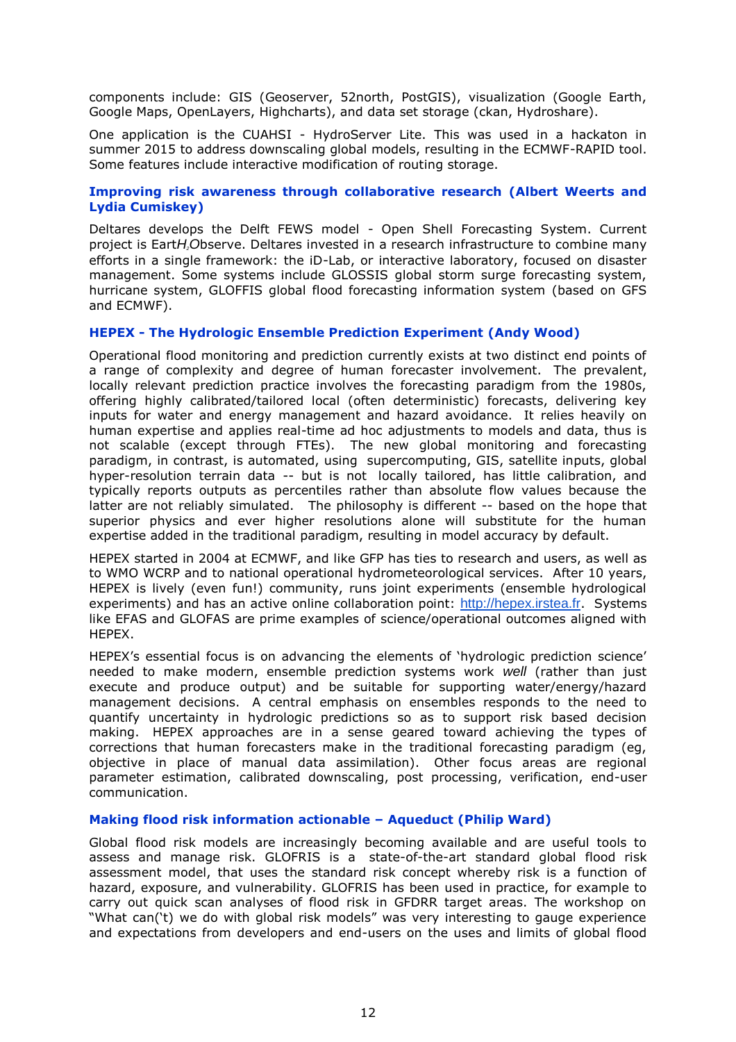components include: GIS (Geoserver, 52north, PostGIS), visualization (Google Earth, Google Maps, OpenLayers, Highcharts), and data set storage (ckan, Hydroshare).

One application is the CUAHSI - HydroServer Lite. This was used in a hackaton in summer 2015 to address downscaling global models, resulting in the ECMWF-RAPID tool. Some features include interactive modification of routing storage.

### Improving risk awareness through collaborative research (Albert Weerts and Lydia Cumiskey)

Deltares develops the Delft FEWS model - Open Shell Forecasting System. Current project is Eart*$H_2$O*bserve. Deltares invested in a research infrastructure to combine many efforts in a single framework: the iD-Lab, or interactive laboratory, focused on disaster management. Some systems include GLOSSIS global storm surge forecasting system, hurricane system, GLOFFIS global flood forecasting information system (based on GFS and ECMWF).

### HEPEX - The Hydrologic Ensemble Prediction Experiment (Andy Wood)

Operational flood monitoring and prediction currently exists at two distinct end points of a range of complexity and degree of human forecaster involvement. The prevalent, locally relevant prediction practice involves the forecasting paradigm from the 1980s, offering highly calibrated/tailored local (often deterministic) forecasts, delivering key inputs for water and energy management and hazard avoidance. It relies heavily on human expertise and applies real-time ad hoc adjustments to models and data, thus is not scalable (except through FTEs). The new global monitoring and forecasting paradigm, in contrast, is automated, using supercomputing, GIS, satellite inputs, global hyper-resolution terrain data -- but is not locally tailored, has little calibration, and typically reports outputs as percentiles rather than absolute flow values because the latter are not reliably simulated. The philosophy is different -- based on the hope that superior physics and ever higher resolutions alone will substitute for the human expertise added in the traditional paradigm, resulting in model accuracy by default.

HEPEX started in 2004 at ECMWF, and like GFP has ties to research and users, as well as to WMO WCRP and to national operational hydrometeorological services. After 10 years, HEPEX is lively (even fun!) community, runs joint experiments (ensemble hydrological experiments) and has an active online collaboration point: http://hepex.irstea.fr. Systems like EFAS and GLOFAS are prime examples of science/operational outcomes aligned with HEPEX.

HEPEX's essential focus is on advancing the elements of 'hydrologic prediction science' needed to make modern, ensemble prediction systems work *well* (rather than just execute and produce output) and be suitable for supporting water/energy/hazard management decisions. A central emphasis on ensembles responds to the need to quantify uncertainty in hydrologic predictions so as to support risk based decision making. HEPEX approaches are in a sense geared toward achieving the types of corrections that human forecasters make in the traditional forecasting paradigm (eg, objective in place of manual data assimilation). Other focus areas are regional parameter estimation, calibrated downscaling, post processing, verification, end-user communication.

### Making flood risk information actionable – Aqueduct (Philip Ward)

Global flood risk models are increasingly becoming available and are useful tools to assess and manage risk. GLOFRIS is a state-of-the-art standard global flood risk assessment model, that uses the standard risk concept whereby risk is a function of hazard, exposure, and vulnerability. GLOFRIS has been used in practice, for example to carry out quick scan analyses of flood risk in GFDRR target areas. The workshop on "What can('t) we do with global risk models" was very interesting to gauge experience and expectations from developers and end-users on the uses and limits of global flood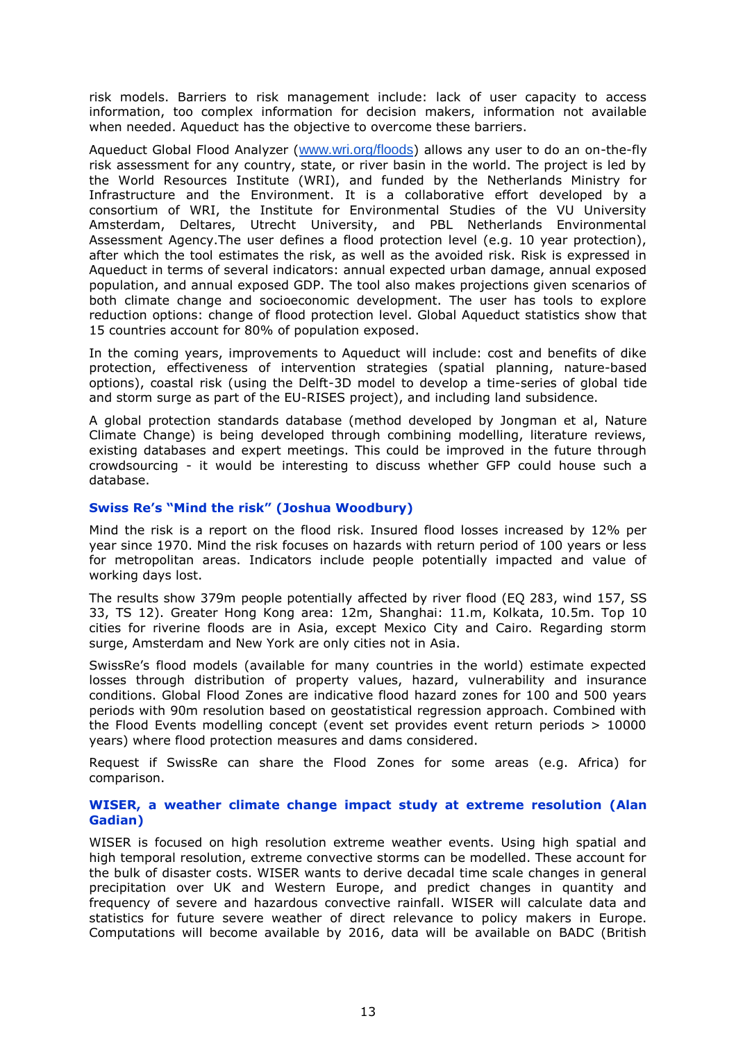risk models. Barriers to risk management include: lack of user capacity to access information, too complex information for decision makers, information not available when needed. Aqueduct has the objective to overcome these barriers.

Aqueduct Global Flood Analyzer (www.wri.org/floods) allows any user to do an on-the-fly risk assessment for any country, state, or river basin in the world. The project is led by the World Resources Institute (WRI), and funded by the Netherlands Ministry for Infrastructure and the Environment. It is a collaborative effort developed by a consortium of WRI, the Institute for Environmental Studies of the VU University Amsterdam, Deltares, Utrecht University, and PBL Netherlands Environmental Assessment Agency.The user defines a flood protection level (e.g. 10 year protection), after which the tool estimates the risk, as well as the avoided risk. Risk is expressed in Aqueduct in terms of several indicators: annual expected urban damage, annual exposed population, and annual exposed GDP. The tool also makes projections given scenarios of both climate change and socioeconomic development. The user has tools to explore reduction options: change of flood protection level. Global Aqueduct statistics show that 15 countries account for 80% of population exposed.

In the coming years, improvements to Aqueduct will include: cost and benefits of dike protection, effectiveness of intervention strategies (spatial planning, nature-based options), coastal risk (using the Delft-3D model to develop a time-series of global tide and storm surge as part of the EU-RISES project), and including land subsidence.

A global protection standards database (method developed by Jongman et al, Nature Climate Change) is being developed through combining modelling, literature reviews, existing databases and expert meetings. This could be improved in the future through crowdsourcing - it would be interesting to discuss whether GFP could house such a database.

### Swiss Re's "Mind the risk" (Joshua Woodbury)

Mind the risk is a report on the flood risk. Insured flood losses increased by 12% per year since 1970. Mind the risk focuses on hazards with return period of 100 years or less for metropolitan areas. Indicators include people potentially impacted and value of working days lost.

The results show 379m people potentially affected by river flood (EQ 283, wind 157, SS 33, TS 12). Greater Hong Kong area: 12m, Shanghai: 11.m, Kolkata, 10.5m. Top 10 cities for riverine floods are in Asia, except Mexico City and Cairo. Regarding storm surge, Amsterdam and New York are only cities not in Asia.

SwissRe's flood models (available for many countries in the world) estimate expected losses through distribution of property values, hazard, vulnerability and insurance conditions. Global Flood Zones are indicative flood hazard zones for 100 and 500 years periods with 90m resolution based on geostatistical regression approach. Combined with the Flood Events modelling concept (event set provides event return periods > 10000 years) where flood protection measures and dams considered.

Request if SwissRe can share the Flood Zones for some areas (e.g. Africa) for comparison.

### WISER, a weather climate change impact study at extreme resolution (Alan Gadian)

WISER is focused on high resolution extreme weather events. Using high spatial and high temporal resolution, extreme convective storms can be modelled. These account for the bulk of disaster costs. WISER wants to derive decadal time scale changes in general precipitation over UK and Western Europe, and predict changes in quantity and frequency of severe and hazardous convective rainfall. WISER will calculate data and statistics for future severe weather of direct relevance to policy makers in Europe. Computations will become available by 2016, data will be available on BADC (British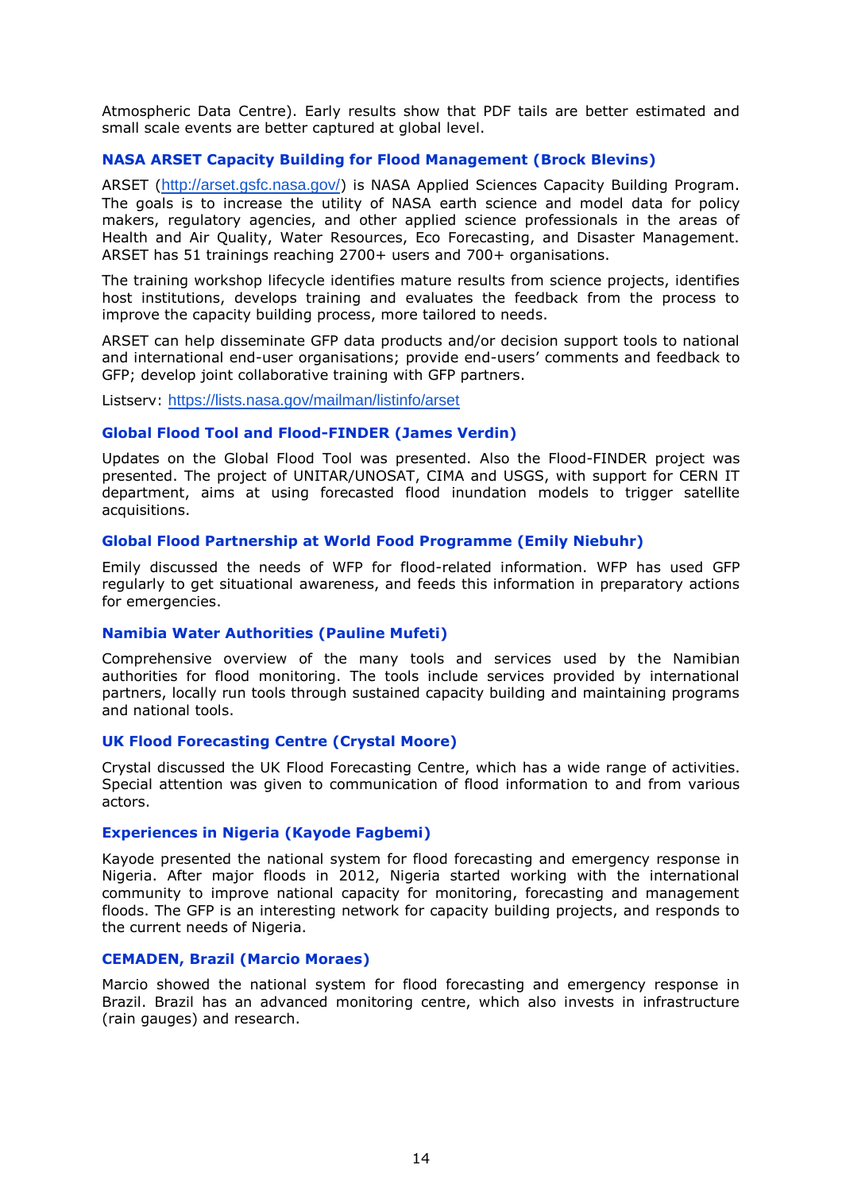Atmospheric Data Centre). Early results show that PDF tails are better estimated and small scale events are better captured at global level.

### NASA ARSET Capacity Building for Flood Management (Brock Blevins)

ARSET (http://arset.gsfc.nasa.gov/) is NASA Applied Sciences Capacity Building Program. The goals is to increase the utility of NASA earth science and model data for policy makers, regulatory agencies, and other applied science professionals in the areas of Health and Air Quality, Water Resources, Eco Forecasting, and Disaster Management. ARSET has 51 trainings reaching 2700+ users and 700+ organisations.

The training workshop lifecycle identifies mature results from science projects, identifies host institutions, develops training and evaluates the feedback from the process to improve the capacity building process, more tailored to needs.

ARSET can help disseminate GFP data products and/or decision support tools to national and international end-user organisations; provide end-users' comments and feedback to GFP; develop joint collaborative training with GFP partners.

Listserv: https://lists.nasa.gov/mailman/listinfo/arset

### Global Flood Tool and Flood-FINDER (James Verdin)

Updates on the Global Flood Tool was presented. Also the Flood-FINDER project was presented. The project of UNITAR/UNOSAT, CIMA and USGS, with support for CERN IT department, aims at using forecasted flood inundation models to trigger satellite acquisitions.

### Global Flood Partnership at World Food Programme (Emily Niebuhr)

Emily discussed the needs of WFP for flood-related information. WFP has used GFP regularly to get situational awareness, and feeds this information in preparatory actions for emergencies.

### Namibia Water Authorities (Pauline Mufeti)

Comprehensive overview of the many tools and services used by the Namibian authorities for flood monitoring. The tools include services provided by international partners, locally run tools through sustained capacity building and maintaining programs and national tools.

### UK Flood Forecasting Centre (Crystal Moore)

Crystal discussed the UK Flood Forecasting Centre, which has a wide range of activities. Special attention was given to communication of flood information to and from various actors.

### Experiences in Nigeria (Kayode Fagbemi)

Kayode presented the national system for flood forecasting and emergency response in Nigeria. After major floods in 2012, Nigeria started working with the international community to improve national capacity for monitoring, forecasting and management floods. The GFP is an interesting network for capacity building projects, and responds to the current needs of Nigeria.

### CEMADEN, Brazil (Marcio Moraes)

Marcio showed the national system for flood forecasting and emergency response in Brazil. Brazil has an advanced monitoring centre, which also invests in infrastructure (rain gauges) and research.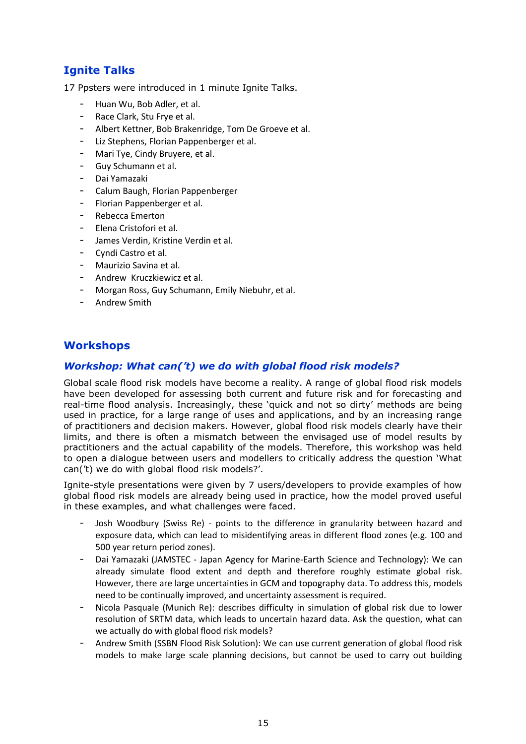## Ignite Talks

17 Ppsters were introduced in 1 minute Ignite Talks.

- Huan Wu, Bob Adler, et al.
- Race Clark, Stu Frye et al.
- Albert Kettner, Bob Brakenridge, Tom De Groeve et al.
- Liz Stephens, Florian Pappenberger et al.
- Mari Tye, Cindy Bruyere, et al.
- Guy Schumann et al.
- Dai Yamazaki
- Calum Baugh, Florian Pappenberger
- Florian Pappenberger et al.
- Rebecca Emerton
- Elena Cristofori et al.
- James Verdin, Kristine Verdin et al.
- Cyndi Castro et al.
- Maurizio Savina et al.
- Andrew  Kruczkiewicz et al.
- Morgan Ross, Guy Schumann, Emily Niebuhr, et al.
- Andrew Smith

## Workshops

### *Workshop: What can('t) we do with global flood risk models?*

Global scale flood risk models have become a reality. A range of global flood risk models have been developed for assessing both current and future risk and for forecasting and real-time flood analysis. Increasingly, these 'quick and not so dirty' methods are being used in practice, for a large range of uses and applications, and by an increasing range of practitioners and decision makers. However, global flood risk models clearly have their limits, and there is often a mismatch between the envisaged use of model results by practitioners and the actual capability of the models. Therefore, this workshop was held to open a dialogue between users and modellers to critically address the question 'What can('t) we do with global flood risk models?'.

Ignite-style presentations were given by 7 users/developers to provide examples of how global flood risk models are already being used in practice, how the model proved useful in these examples, and what challenges were faced.

- Josh Woodbury (Swiss Re) - points to the difference in granularity between hazard and exposure data, which can lead to misidentifying areas in different flood zones (e.g. 100 and 500 year return period zones).
- Dai Yamazaki (JAMSTEC - Japan Agency for Marine-Earth Science and Technology): We can already simulate flood extent and depth and therefore roughly estimate global risk. However, there are large uncertainties in GCM and topography data. To address this, models need to be continually improved, and uncertainty assessment is required.
- Nicola Pasquale (Munich Re): describes difficulty in simulation of global risk due to lower resolution of SRTM data, which leads to uncertain hazard data. Ask the question, what can we actually do with global flood risk models?
- Andrew Smith (SSBN Flood Risk Solution): We can use current generation of global flood risk models to make large scale planning decisions, but cannot be used to carry out building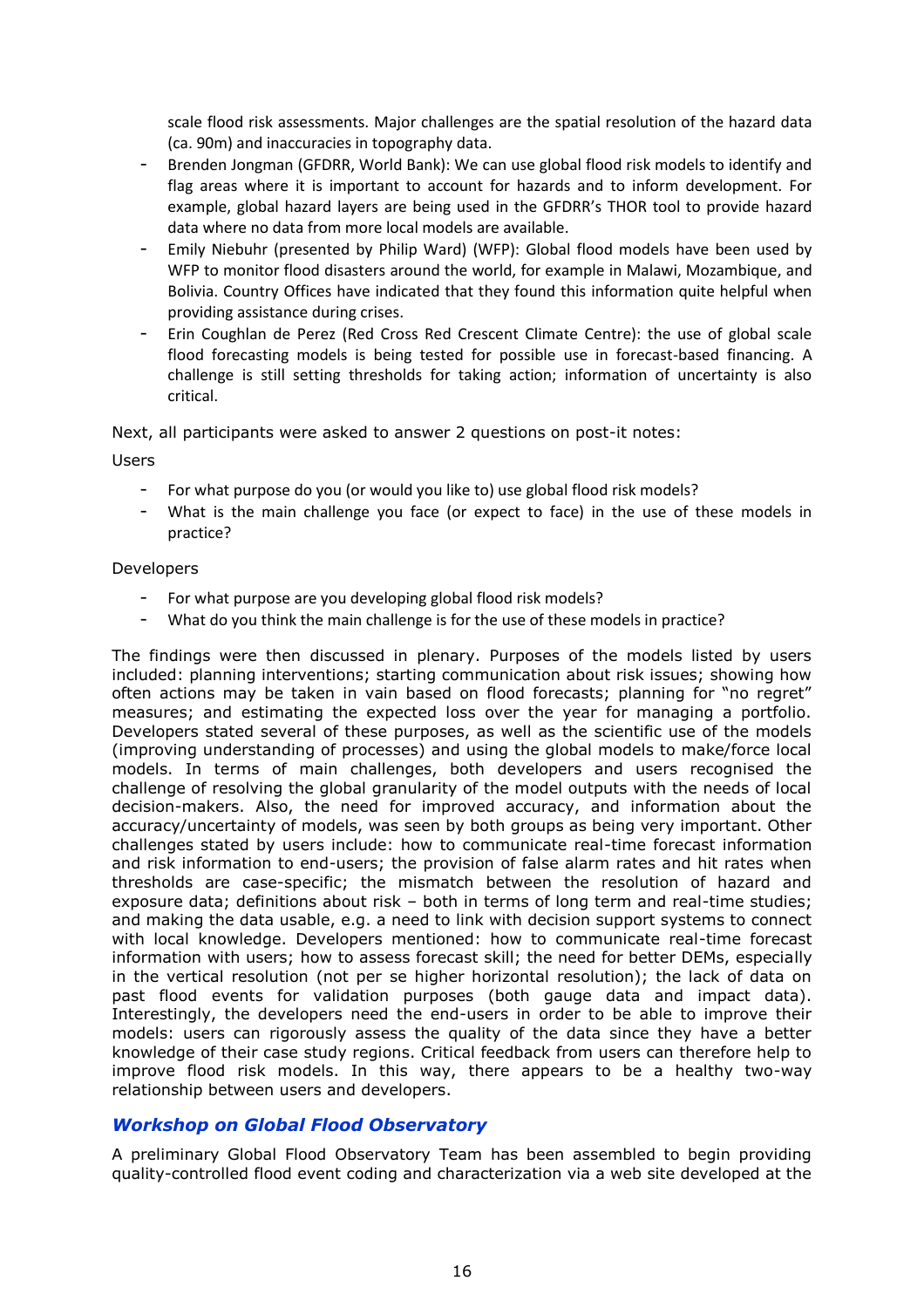scale flood risk assessments. Major challenges are the spatial resolution of the hazard data (ca. 90m) and inaccuracies in topography data.

- Brenden Jongman (GFDRR, World Bank): We can use global flood risk models to identify and flag areas where it is important to account for hazards and to inform development. For example, global hazard layers are being used in the GFDRR's THOR tool to provide hazard data where no data from more local models are available.
- Emily Niebuhr (presented by Philip Ward) (WFP): Global flood models have been used by WFP to monitor flood disasters around the world, for example in Malawi, Mozambique, and Bolivia. Country Offices have indicated that they found this information quite helpful when providing assistance during crises.
- Erin Coughlan de Perez (Red Cross Red Crescent Climate Centre): the use of global scale flood forecasting models is being tested for possible use in forecast-based financing. A challenge is still setting thresholds for taking action; information of uncertainty is also critical.

Next, all participants were asked to answer 2 questions on post-it notes:

Users

- For what purpose do you (or would you like to) use global flood risk models?
- What is the main challenge you face (or expect to face) in the use of these models in practice?

Developers

- For what purpose are you developing global flood risk models?
- What do you think the main challenge is for the use of these models in practice?

The findings were then discussed in plenary. Purposes of the models listed by users included: planning interventions; starting communication about risk issues; showing how often actions may be taken in vain based on flood forecasts; planning for "no regret" measures; and estimating the expected loss over the year for managing a portfolio. Developers stated several of these purposes, as well as the scientific use of the models (improving understanding of processes) and using the global models to make/force local models. In terms of main challenges, both developers and users recognised the challenge of resolving the global granularity of the model outputs with the needs of local decision-makers. Also, the need for improved accuracy, and information about the accuracy/uncertainty of models, was seen by both groups as being very important. Other challenges stated by users include: how to communicate real-time forecast information and risk information to end-users; the provision of false alarm rates and hit rates when thresholds are case-specific; the mismatch between the resolution of hazard and exposure data; definitions about risk – both in terms of long term and real-time studies; and making the data usable, e.g. a need to link with decision support systems to connect with local knowledge. Developers mentioned: how to communicate real-time forecast information with users; how to assess forecast skill; the need for better DEMs, especially in the vertical resolution (not per se higher horizontal resolution); the lack of data on past flood events for validation purposes (both gauge data and impact data). Interestingly, the developers need the end-users in order to be able to improve their models: users can rigorously assess the quality of the data since they have a better knowledge of their case study regions. Critical feedback from users can therefore help to improve flood risk models. In this way, there appears to be a healthy two-way relationship between users and developers.

## *Workshop on Global Flood Observatory*

A preliminary Global Flood Observatory Team has been assembled to begin providing quality-controlled flood event coding and characterization via a web site developed at the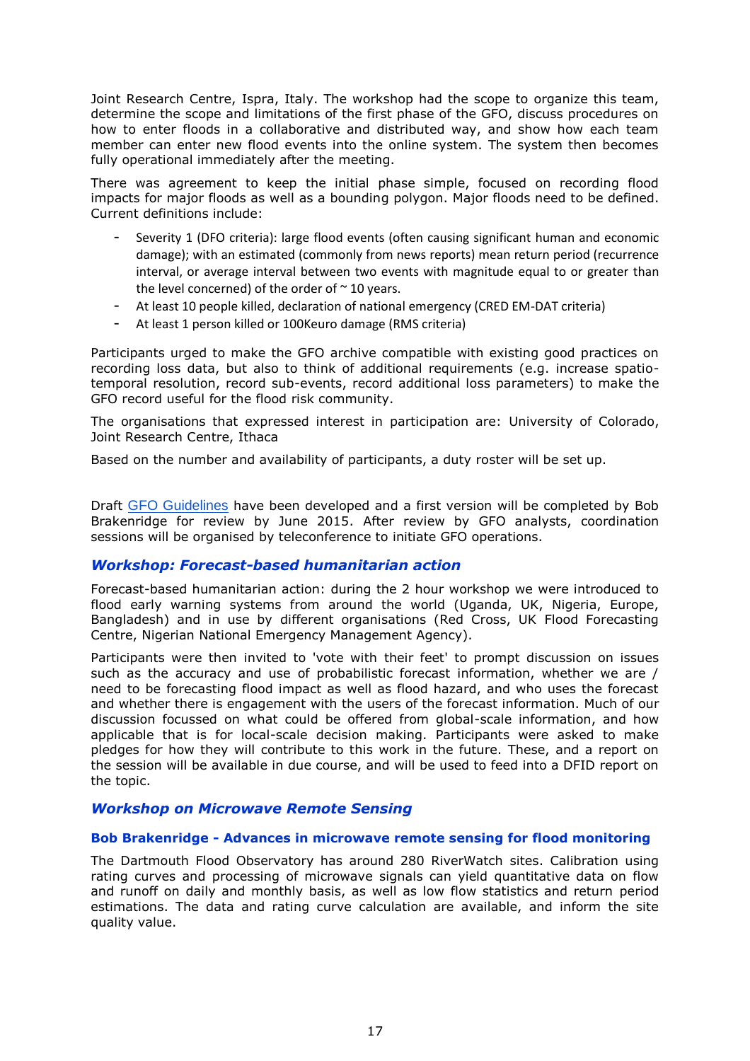Joint Research Centre, Ispra, Italy. The workshop had the scope to organize this team, determine the scope and limitations of the first phase of the GFO, discuss procedures on how to enter floods in a collaborative and distributed way, and show how each team member can enter new flood events into the online system. The system then becomes fully operational immediately after the meeting.

There was agreement to keep the initial phase simple, focused on recording flood impacts for major floods as well as a bounding polygon. Major floods need to be defined. Current definitions include:

- Severity 1 (DFO criteria): large flood events (often causing significant human and economic damage); with an estimated (commonly from news reports) mean return period (recurrence interval, or average interval between two events with magnitude equal to or greater than the level concerned) of the order of ~ 10 years.
- At least 10 people killed, declaration of national emergency (CRED EM-DAT criteria)
- At least 1 person killed or 100Keuro damage (RMS criteria)

Participants urged to make the GFO archive compatible with existing good practices on recording loss data, but also to think of additional requirements (e.g. increase spatio-temporal resolution, record sub-events, record additional loss parameters) to make the GFO record useful for the flood risk community.

The organisations that expressed interest in participation are: University of Colorado, Joint Research Centre, Ithaca

Based on the number and availability of participants, a duty roster will be set up.

Draft GFO Guidelines have been developed and a first version will be completed by Bob Brakenridge for review by June 2015. After review by GFO analysts, coordination sessions will be organised by teleconference to initiate GFO operations.

## *Workshop: Forecast-based humanitarian action*

Forecast-based humanitarian action: during the 2 hour workshop we were introduced to flood early warning systems from around the world (Uganda, UK, Nigeria, Europe, Bangladesh) and in use by different organisations (Red Cross, UK Flood Forecasting Centre, Nigerian National Emergency Management Agency).

Participants were then invited to 'vote with their feet' to prompt discussion on issues such as the accuracy and use of probabilistic forecast information, whether we are / need to be forecasting flood impact as well as flood hazard, and who uses the forecast and whether there is engagement with the users of the forecast information. Much of our discussion focussed on what could be offered from global-scale information, and how applicable that is for local-scale decision making. Participants were asked to make pledges for how they will contribute to this work in the future. These, and a report on the session will be available in due course, and will be used to feed into a DFID report on the topic.

## *Workshop on Microwave Remote Sensing*

### Bob Brakenridge - Advances in microwave remote sensing for flood monitoring

The Dartmouth Flood Observatory has around 280 RiverWatch sites. Calibration using rating curves and processing of microwave signals can yield quantitative data on flow and runoff on daily and monthly basis, as well as low flow statistics and return period estimations. The data and rating curve calculation are available, and inform the site quality value.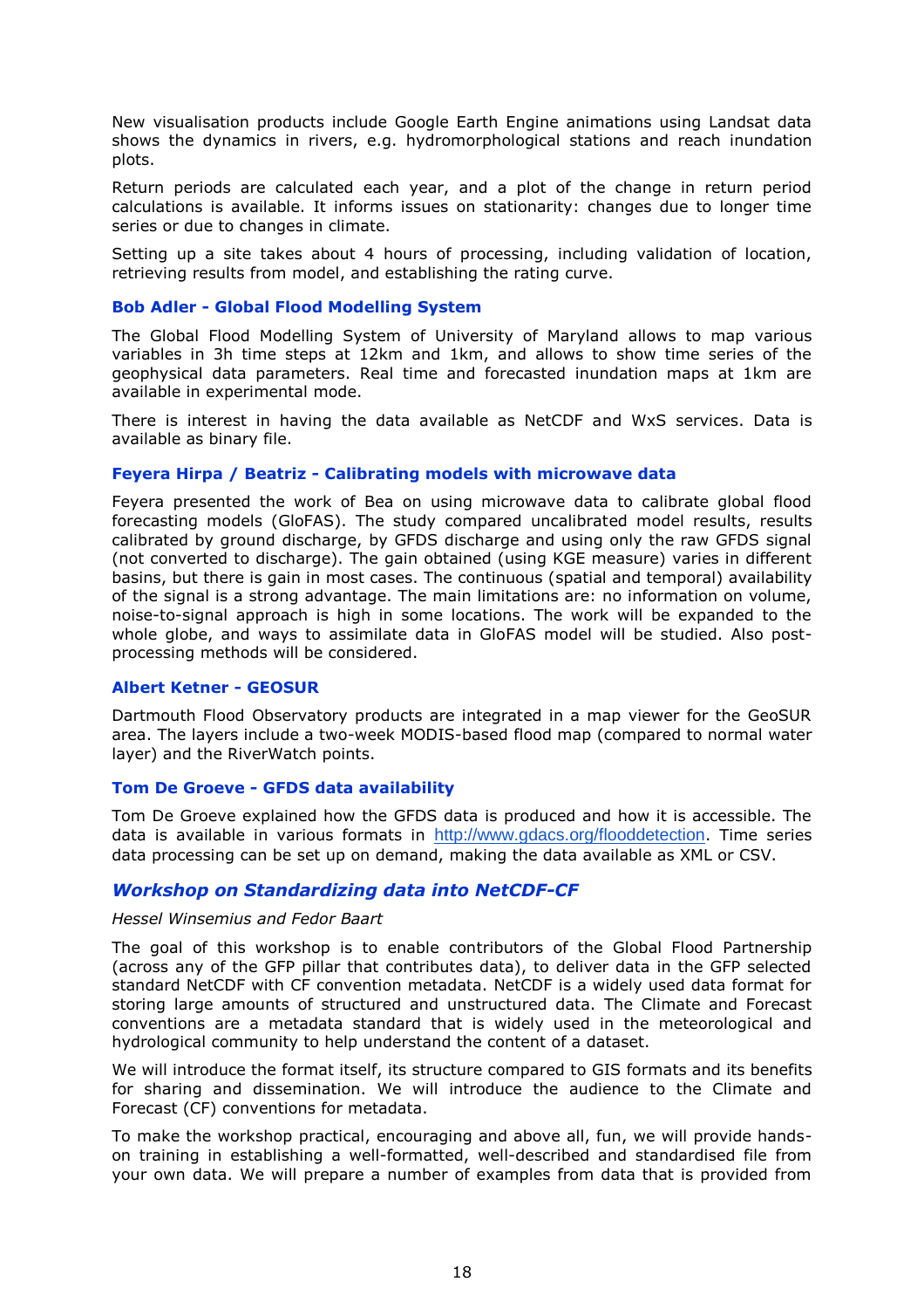New visualisation products include Google Earth Engine animations using Landsat data shows the dynamics in rivers, e.g. hydromorphological stations and reach inundation plots.

Return periods are calculated each year, and a plot of the change in return period calculations is available. It informs issues on stationarity: changes due to longer time series or due to changes in climate.

Setting up a site takes about 4 hours of processing, including validation of location, retrieving results from model, and establishing the rating curve.

### Bob Adler - Global Flood Modelling System

The Global Flood Modelling System of University of Maryland allows to map various variables in 3h time steps at 12km and 1km, and allows to show time series of the geophysical data parameters. Real time and forecasted inundation maps at 1km are available in experimental mode.

There is interest in having the data available as NetCDF and WxS services. Data is available as binary file.

### Feyera Hirpa / Beatriz - Calibrating models with microwave data

Feyera presented the work of Bea on using microwave data to calibrate global flood forecasting models (GloFAS). The study compared uncalibrated model results, results calibrated by ground discharge, by GFDS discharge and using only the raw GFDS signal (not converted to discharge). The gain obtained (using KGE measure) varies in different basins, but there is gain in most cases. The continuous (spatial and temporal) availability of the signal is a strong advantage. The main limitations are: no information on volume, noise-to-signal approach is high in some locations. The work will be expanded to the whole globe, and ways to assimilate data in GloFAS model will be studied. Also post-processing methods will be considered.

### Albert Ketner - GEOSUR

Dartmouth Flood Observatory products are integrated in a map viewer for the GeoSUR area. The layers include a two-week MODIS-based flood map (compared to normal water layer) and the RiverWatch points.

### Tom De Groeve - GFDS data availability

Tom De Groeve explained how the GFDS data is produced and how it is accessible. The data is available in various formats in http://www.gdacs.org/flooddetection. Time series data processing can be set up on demand, making the data available as XML or CSV.

## *Workshop on Standardizing data into NetCDF-CF*

*Hessel Winsemius and Fedor Baart*

The goal of this workshop is to enable contributors of the Global Flood Partnership (across any of the GFP pillar that contributes data), to deliver data in the GFP selected standard NetCDF with CF convention metadata. NetCDF is a widely used data format for storing large amounts of structured and unstructured data. The Climate and Forecast conventions are a metadata standard that is widely used in the meteorological and hydrological community to help understand the content of a dataset.

We will introduce the format itself, its structure compared to GIS formats and its benefits for sharing and dissemination. We will introduce the audience to the Climate and Forecast (CF) conventions for metadata.

To make the workshop practical, encouraging and above all, fun, we will provide hands-on training in establishing a well-formatted, well-described and standardised file from your own data. We will prepare a number of examples from data that is provided from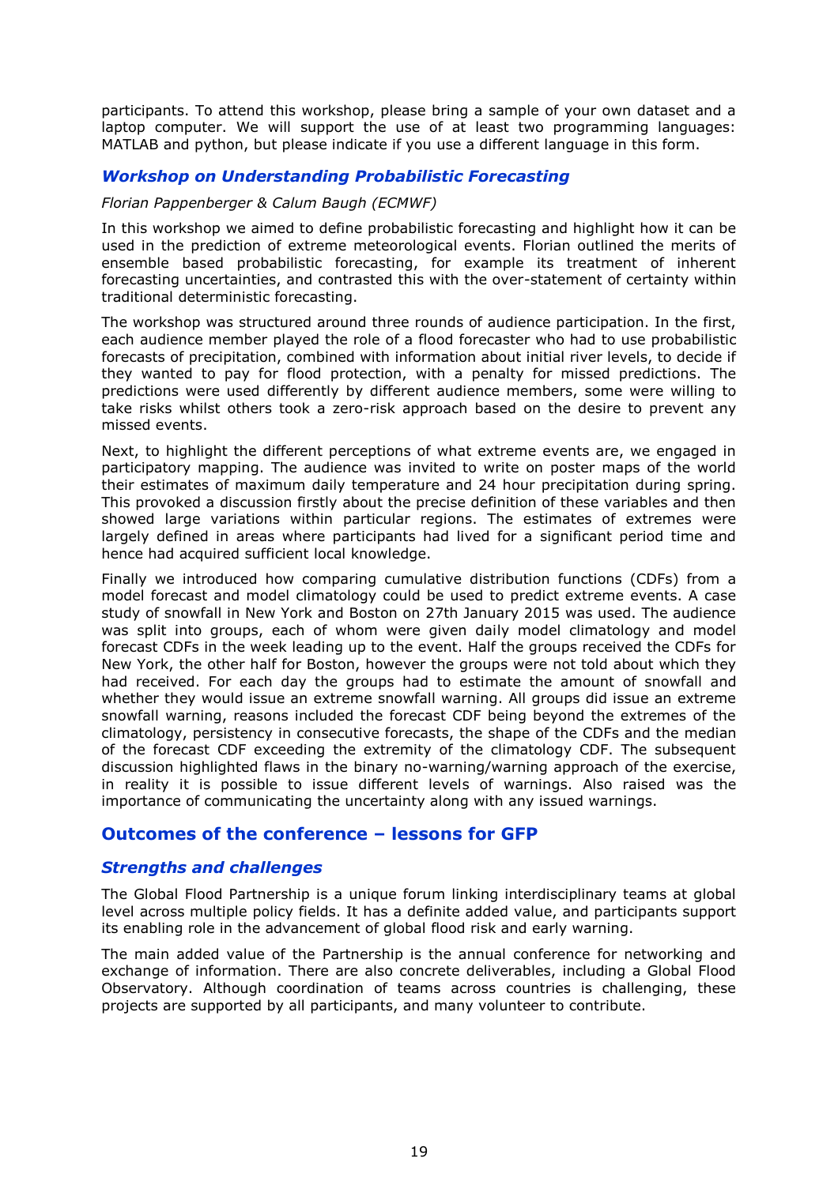participants. To attend this workshop, please bring a sample of your own dataset and a laptop computer. We will support the use of at least two programming languages: MATLAB and python, but please indicate if you use a different language in this form.

### *Workshop on Understanding Probabilistic Forecasting*

*Florian Pappenberger & Calum Baugh (ECMWF)*

In this workshop we aimed to define probabilistic forecasting and highlight how it can be used in the prediction of extreme meteorological events. Florian outlined the merits of ensemble based probabilistic forecasting, for example its treatment of inherent forecasting uncertainties, and contrasted this with the over-statement of certainty within traditional deterministic forecasting.

The workshop was structured around three rounds of audience participation. In the first, each audience member played the role of a flood forecaster who had to use probabilistic forecasts of precipitation, combined with information about initial river levels, to decide if they wanted to pay for flood protection, with a penalty for missed predictions. The predictions were used differently by different audience members, some were willing to take risks whilst others took a zero-risk approach based on the desire to prevent any missed events.

Next, to highlight the different perceptions of what extreme events are, we engaged in participatory mapping. The audience was invited to write on poster maps of the world their estimates of maximum daily temperature and 24 hour precipitation during spring. This provoked a discussion firstly about the precise definition of these variables and then showed large variations within particular regions. The estimates of extremes were largely defined in areas where participants had lived for a significant period time and hence had acquired sufficient local knowledge.

Finally we introduced how comparing cumulative distribution functions (CDFs) from a model forecast and model climatology could be used to predict extreme events. A case study of snowfall in New York and Boston on 27th January 2015 was used. The audience was split into groups, each of whom were given daily model climatology and model forecast CDFs in the week leading up to the event. Half the groups received the CDFs for New York, the other half for Boston, however the groups were not told about which they had received. For each day the groups had to estimate the amount of snowfall and whether they would issue an extreme snowfall warning. All groups did issue an extreme snowfall warning, reasons included the forecast CDF being beyond the extremes of the climatology, persistency in consecutive forecasts, the shape of the CDFs and the median of the forecast CDF exceeding the extremity of the climatology CDF. The subsequent discussion highlighted flaws in the binary no-warning/warning approach of the exercise, in reality it is possible to issue different levels of warnings. Also raised was the importance of communicating the uncertainty along with any issued warnings.

## Outcomes of the conference – lessons for GFP

### *Strengths and challenges*

The Global Flood Partnership is a unique forum linking interdisciplinary teams at global level across multiple policy fields. It has a definite added value, and participants support its enabling role in the advancement of global flood risk and early warning.

The main added value of the Partnership is the annual conference for networking and exchange of information. There are also concrete deliverables, including a Global Flood Observatory. Although coordination of teams across countries is challenging, these projects are supported by all participants, and many volunteer to contribute.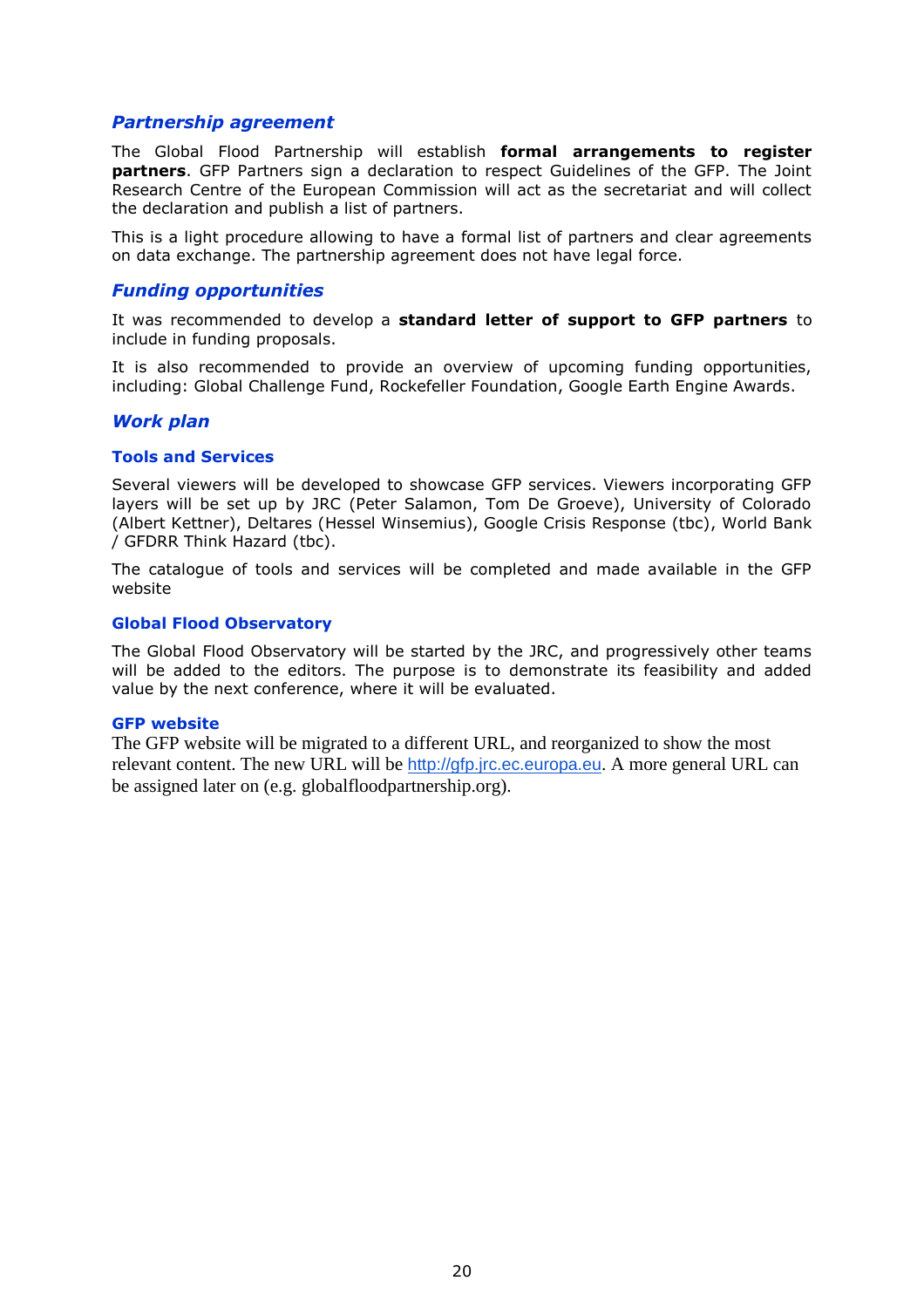## *Partnership agreement*

The Global Flood Partnership will establish **formal arrangements to register partners**. GFP Partners sign a declaration to respect Guidelines of the GFP. The Joint Research Centre of the European Commission will act as the secretariat and will collect the declaration and publish a list of partners.

This is a light procedure allowing to have a formal list of partners and clear agreements on data exchange. The partnership agreement does not have legal force.

## *Funding opportunities*

It was recommended to develop a **standard letter of support to GFP partners** to include in funding proposals.

It is also recommended to provide an overview of upcoming funding opportunities, including: Global Challenge Fund, Rockefeller Foundation, Google Earth Engine Awards.

## *Work plan*

### Tools and Services

Several viewers will be developed to showcase GFP services. Viewers incorporating GFP layers will be set up by JRC (Peter Salamon, Tom De Groeve), University of Colorado (Albert Kettner), Deltares (Hessel Winsemius), Google Crisis Response (tbc), World Bank / GFDRR Think Hazard (tbc).

The catalogue of tools and services will be completed and made available in the GFP website

### Global Flood Observatory

The Global Flood Observatory will be started by the JRC, and progressively other teams will be added to the editors. The purpose is to demonstrate its feasibility and added value by the next conference, where it will be evaluated.

### GFP website

The GFP website will be migrated to a different URL, and reorganized to show the most relevant content. The new URL will be http://gfp.jrc.ec.europa.eu. A more general URL can be assigned later on (e.g. globalfloodpartnership.org).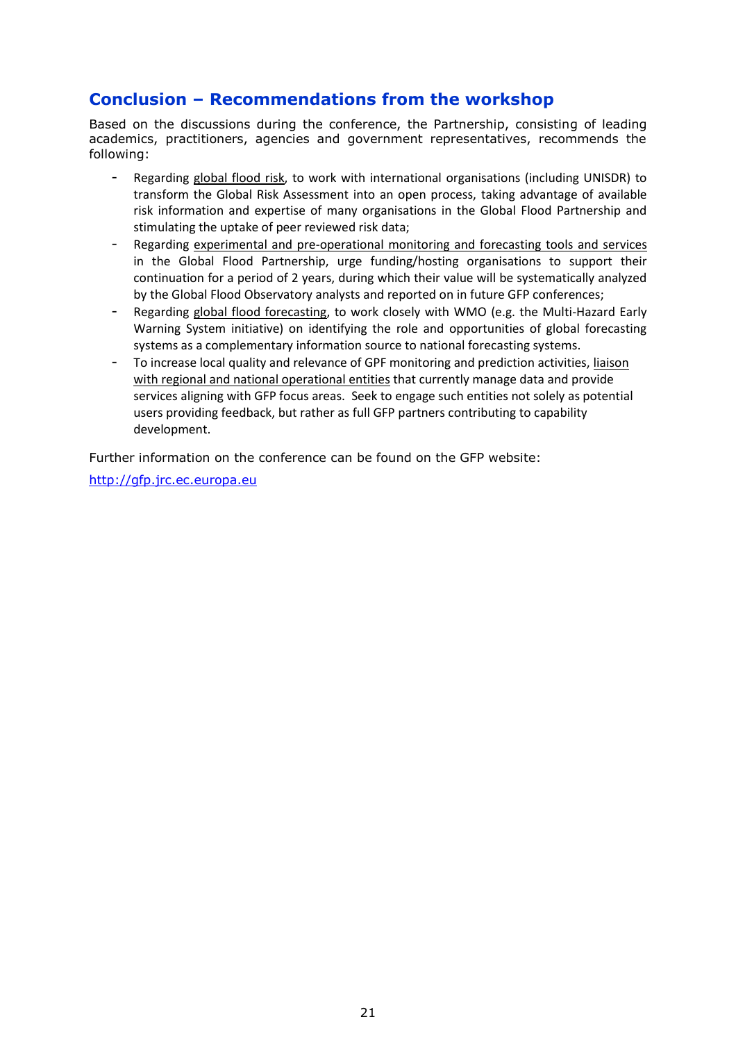## Conclusion – Recommendations from the workshop

Based on the discussions during the conference, the Partnership, consisting of leading academics, practitioners, agencies and government representatives, recommends the following:

- Regarding global flood risk, to work with international organisations (including UNISDR) to transform the Global Risk Assessment into an open process, taking advantage of available risk information and expertise of many organisations in the Global Flood Partnership and stimulating the uptake of peer reviewed risk data;
- Regarding experimental and pre-operational monitoring and forecasting tools and services in the Global Flood Partnership, urge funding/hosting organisations to support their continuation for a period of 2 years, during which their value will be systematically analyzed by the Global Flood Observatory analysts and reported on in future GFP conferences;
- Regarding global flood forecasting, to work closely with WMO (e.g. the Multi-Hazard Early Warning System initiative) on identifying the role and opportunities of global forecasting systems as a complementary information source to national forecasting systems.
- To increase local quality and relevance of GPF monitoring and prediction activities, liaison with regional and national operational entities that currently manage data and provide services aligning with GFP focus areas. Seek to engage such entities not solely as potential users providing feedback, but rather as full GFP partners contributing to capability development.

Further information on the conference can be found on the GFP website:

http://gfp.jrc.ec.europa.eu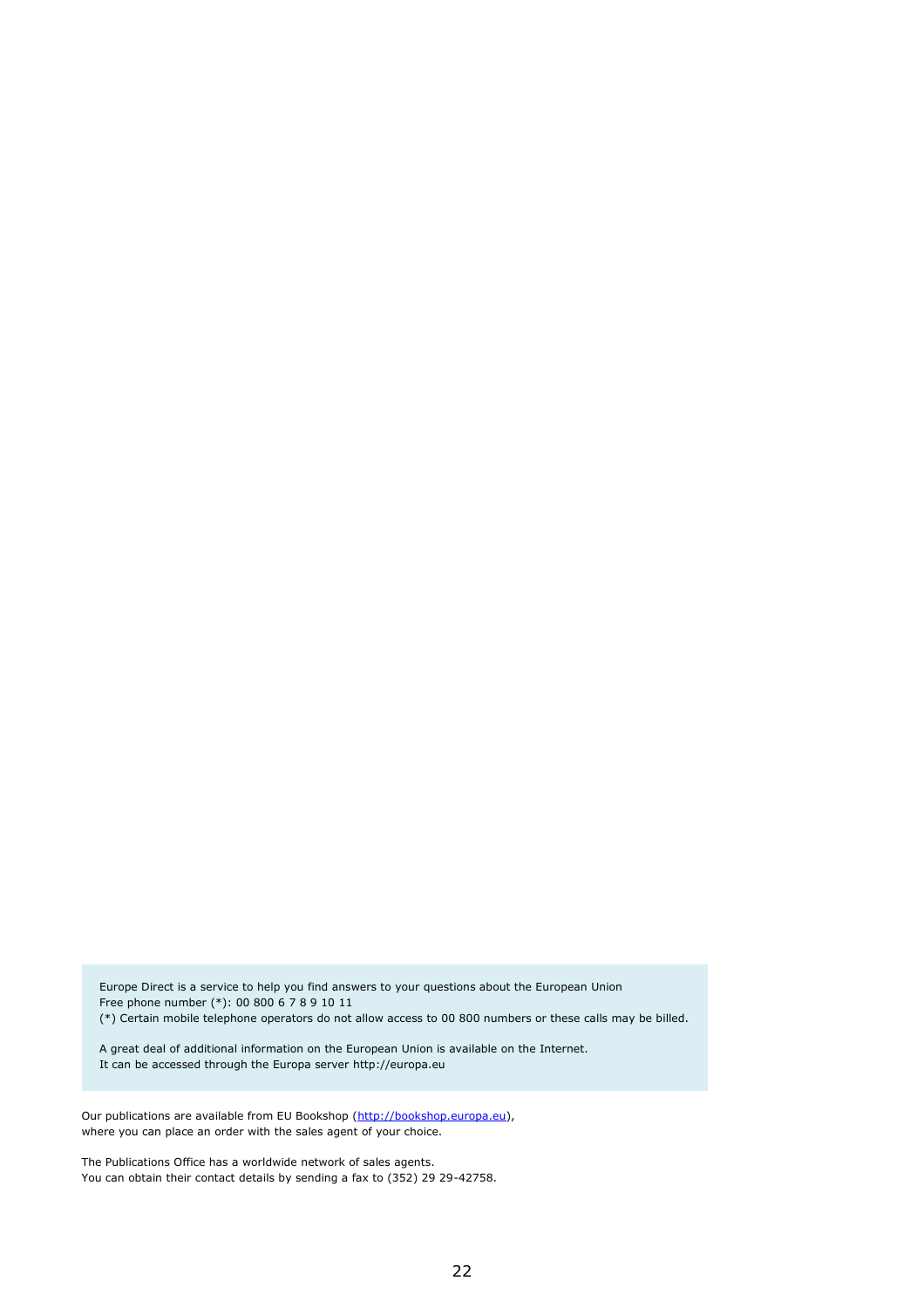Europe Direct is a service to help you find answers to your questions about the European Union
Free phone number (*): 00 800 6 7 8 9 10 11
(*) Certain mobile telephone operators do not allow access to 00 800 numbers or these calls may be billed.

A great deal of additional information on the European Union is available on the Internet.
It can be accessed through the Europa server http://europa.eu

Our publications are available from EU Bookshop (http://bookshop.europa.eu),
where you can place an order with the sales agent of your choice.

The Publications Office has a worldwide network of sales agents.
You can obtain their contact details by sending a fax to (352) 29 29-42758.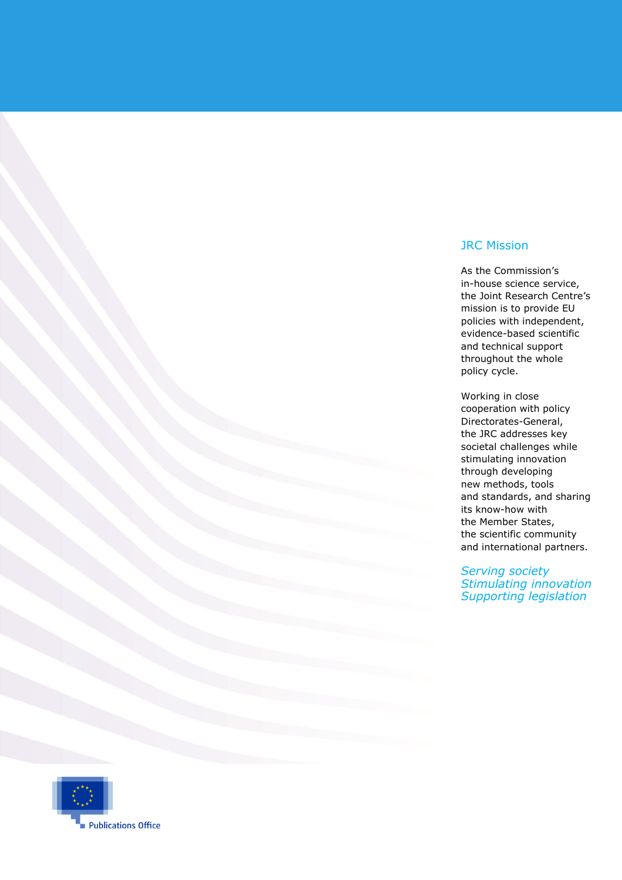## JRC Mission

As the Commission's in-house science service, the Joint Research Centre's mission is to provide EU policies with independent, evidence-based scientific and technical support throughout the whole policy cycle.

Working in close cooperation with policy Directorates-General, the JRC addresses key societal challenges while stimulating innovation through developing new methods, tools and standards, and sharing its know-how with the Member States, the scientific community and international partners.

*Serving society*
*Stimulating innovation*
*Supporting legislation*

Publications Office